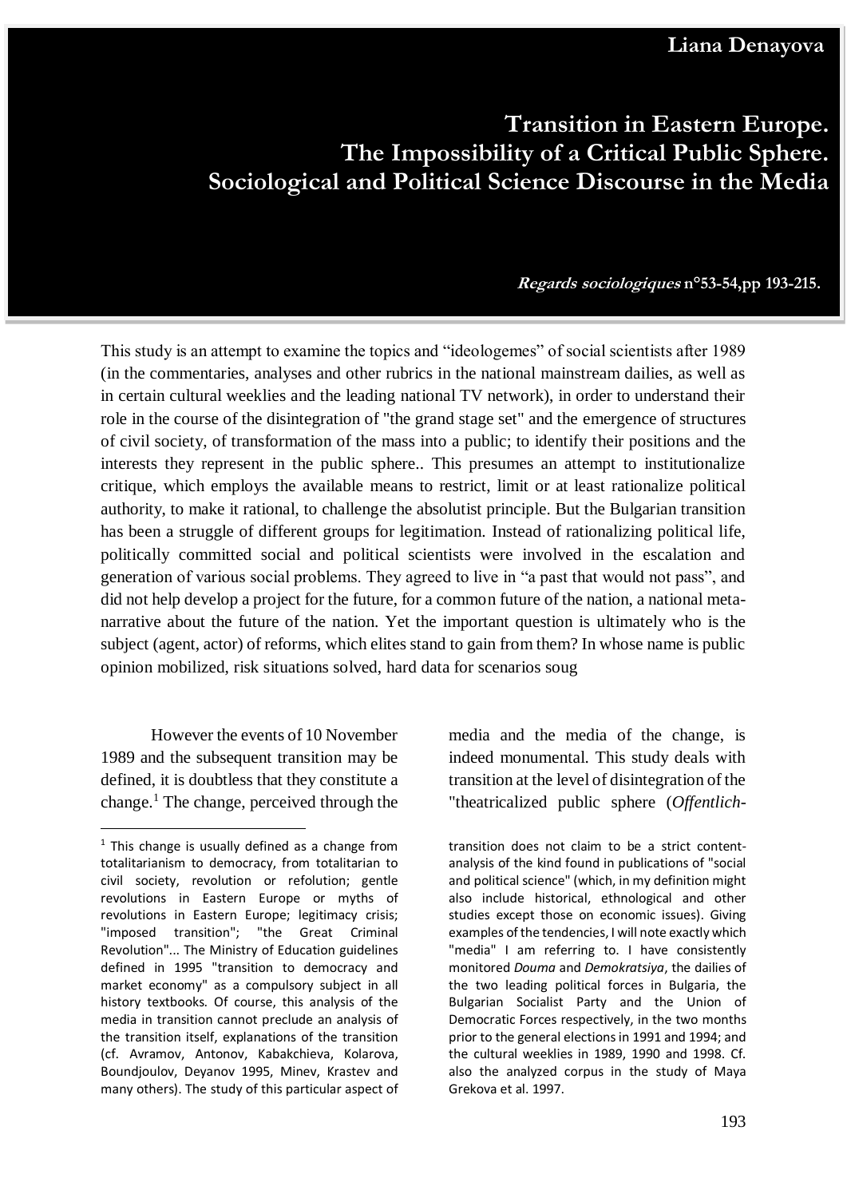**Liana Denayova**

# Transition in Eastern Europe. The Impossibility of a Critical Public Sphere. Sociological and Political Science Discourse in the Media

***Regards sociologiques*** **n°53-54,pp 193-215.**

This study is an attempt to examine the topics and "ideologemes" of social scientists after 1989 (in the commentaries, analyses and other rubrics in the national mainstream dailies, as well as in certain cultural weeklies and the leading national TV network), in order to understand their role in the course of the disintegration of "the grand stage set" and the emergence of structures of civil society, of transformation of the mass into a public; to identify their positions and the interests they represent in the public sphere.. This presumes an attempt to institutionalize critique, which employs the available means to restrict, limit or at least rationalize political authority, to make it rational, to challenge the absolutist principle. But the Bulgarian transition has been a struggle of different groups for legitimation. Instead of rationalizing political life, politically committed social and political scientists were involved in the escalation and generation of various social problems. They agreed to live in "a past that would not pass", and did not help develop a project for the future, for a common future of the nation, a national meta-narrative about the future of the nation. Yet the important question is ultimately who is the subject (agent, actor) of reforms, which elites stand to gain from them? In whose name is public opinion mobilized, risk situations solved, hard data for scenarios soug

However the events of 10 November 1989 and the subsequent transition may be defined, it is doubtless that they constitute a change.[1] The change, perceived through the media and the media of the change, is indeed monumental. This study deals with transition at the level of disintegration of the "theatricalized public sphere (*Offentlich-*

[1] This change is usually defined as a change from totalitarianism to democracy, from totalitarian to civil society, revolution or refolution; gentle revolutions in Eastern Europe or myths of revolutions in Eastern Europe; legitimacy crisis; "imposed transition"; "the Great Criminal Revolution"... The Ministry of Education guidelines defined in 1995 "transition to democracy and market economy" as a compulsory subject in all history textbooks. Of course, this analysis of the media in transition cannot preclude an analysis of the transition itself, explanations of the transition (cf. Avramov, Antonov, Kabakchieva, Kolarova, Boundjoulov, Deyanov 1995, Minev, Krastev and many others). The study of this particular aspect of transition does not claim to be a strict content-analysis of the kind found in publications of "social and political science" (which, in my definition might also include historical, ethnological and other studies except those on economic issues). Giving examples of the tendencies, I will note exactly which "media" I am referring to. I have consistently monitored *Douma* and *Demokratsiya*, the dailies of the two leading political forces in Bulgaria, the Bulgarian Socialist Party and the Union of Democratic Forces respectively, in the two months prior to the general elections in 1991 and 1994; and the cultural weeklies in 1989, 1990 and 1998. Cf. also the analyzed corpus in the study of Maya Grekova et al. 1997.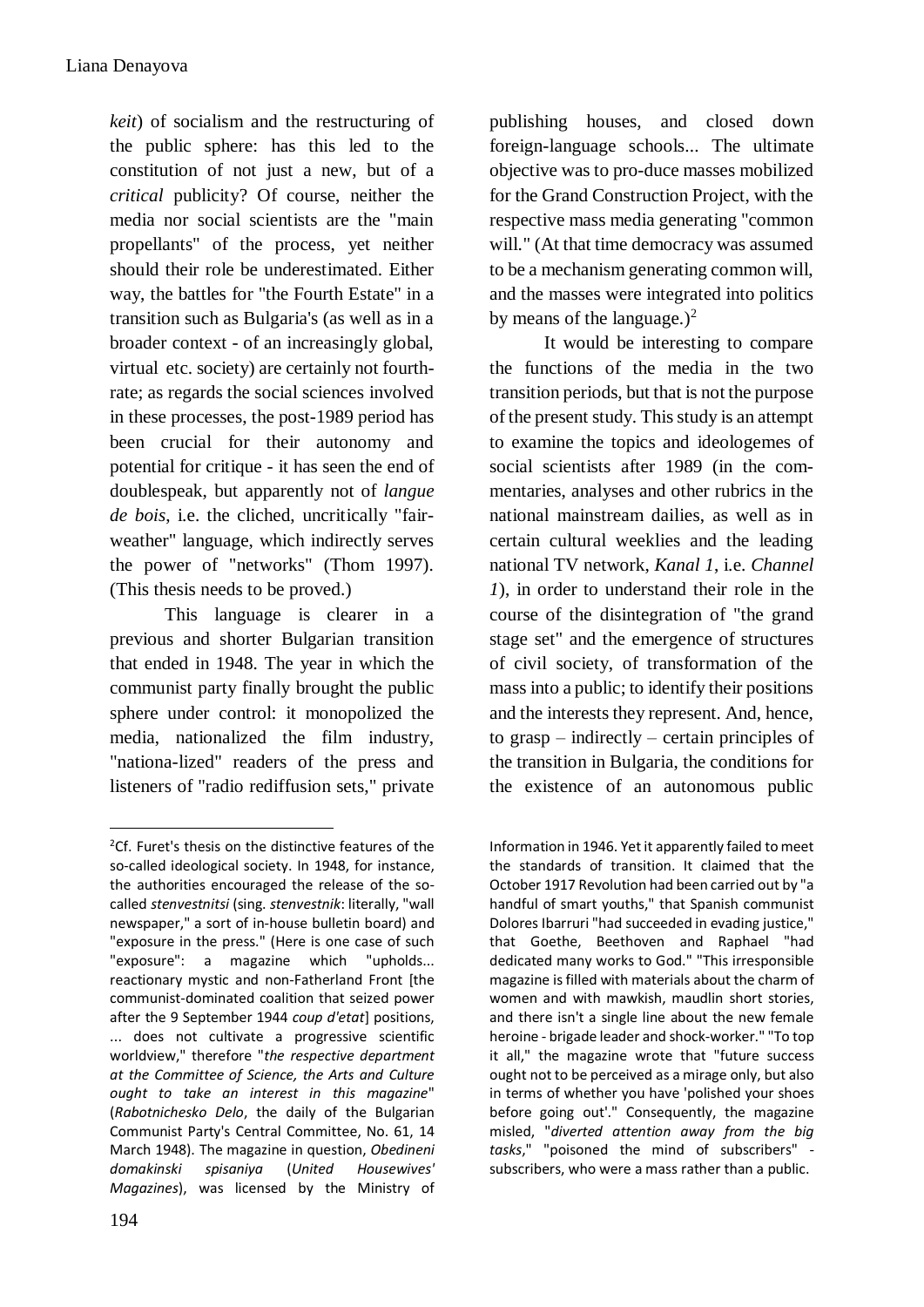*keit*) of socialism and the restructuring of the public sphere: has this led to the constitution of not just a new, but of a *critical* publicity? Of course, neither the media nor social scientists are the "main propellants" of the process, yet neither should their role be underestimated. Either way, the battles for "the Fourth Estate" in a transition such as Bulgaria's (as well as in a broader context - of an increasingly global, virtual etc. society) are certainly not fourth-rate; as regards the social sciences involved in these processes, the post-1989 period has been crucial for their autonomy and potential for critique - it has seen the end of doublespeak, but apparently not of *langue de bois*, i.e. the cliched, uncritically "fair-weather" language, which indirectly serves the power of "networks" (Thom 1997). (This thesis needs to be proved.)

This language is clearer in a previous and shorter Bulgarian transition that ended in 1948. The year in which the communist party finally brought the public sphere under control: it monopolized the media, nationalized the film industry, "nationa-lized" readers of the press and listeners of "radio rediffusion sets," private publishing houses, and closed down foreign-language schools... The ultimate objective was to pro-duce masses mobilized for the Grand Construction Project, with the respective mass media generating "common will." (At that time democracy was assumed to be a mechanism generating common will, and the masses were integrated into politics by means of the language.)[2]

It would be interesting to compare the functions of the media in the two transition periods, but that is not the purpose of the present study. This study is an attempt to examine the topics and ideologemes of social scientists after 1989 (in the com-mentaries, analyses and other rubrics in the national mainstream dailies, as well as in certain cultural weeklies and the leading national TV network, *Kanal 1*, i.e. *Channel 1*), in order to understand their role in the course of the disintegration of "the grand stage set" and the emergence of structures of civil society, of transformation of the mass into a public; to identify their positions and the interests they represent. And, hence, to grasp – indirectly – certain principles of the transition in Bulgaria, the conditions for the existence of an autonomous public

---

[2]Cf. Furet's thesis on the distinctive features of the so-called ideological society. In 1948, for instance, the authorities encouraged the release of the so-called *stenvestnitsi* (sing. *stenvestnik*: literally, "wall newspaper," a sort of in-house bulletin board) and "exposure in the press." (Here is one case of such "exposure": a magazine which "upholds... reactionary mystic and non-Fatherland Front [the communist-dominated coalition that seized power after the 9 September 1944 *coup d'etat*] positions, ... does not cultivate a progressive scientific worldview," therefore "*the respective department at the Committee of Science, the Arts and Culture ought to take an interest in this magazine*" (*Rabotnichesko Delo*, the daily of the Bulgarian Communist Party's Central Committee, No. 61, 14 March 1948). The magazine in question, *Obedineni domakinski spisaniya* (*United Housewives' Magazines*), was licensed by the Ministry of Information in 1946. Yet it apparently failed to meet the standards of transition. It claimed that the October 1917 Revolution had been carried out by "a handful of smart youths," that Spanish communist Dolores Ibarruri "had succeeded in evading justice," that Goethe, Beethoven and Raphael "had dedicated many works to God." "This irresponsible magazine is filled with materials about the charm of women and with mawkish, maudlin short stories, and there isn't a single line about the new female heroine - brigade leader and shock-worker." "To top it all," the magazine wrote that "future success ought not to be perceived as a mirage only, but also in terms of whether you have 'polished your shoes before going out'." Consequently, the magazine misled, "*diverted attention away from the big tasks*," "poisoned the mind of subscribers" - subscribers, who were a mass rather than a public.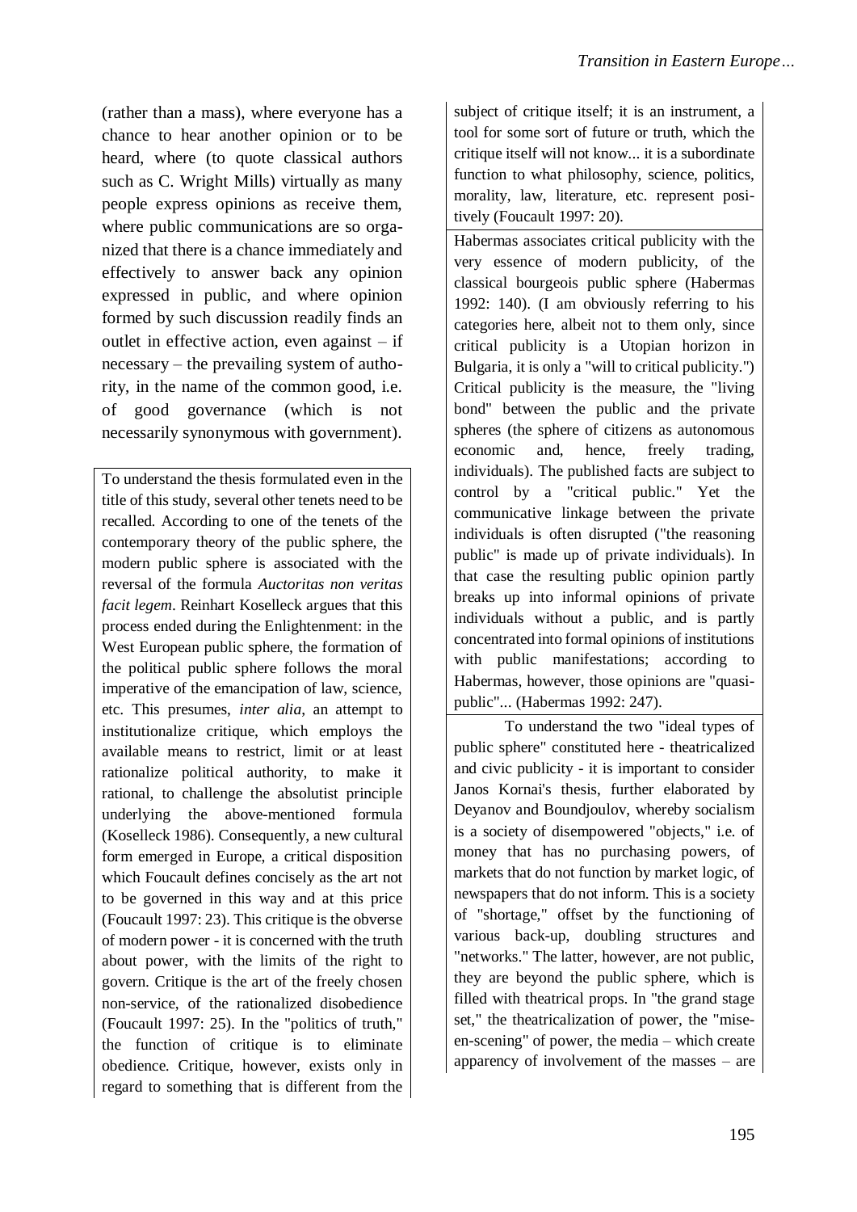(rather than a mass), where everyone has a chance to hear another opinion or to be heard, where (to quote classical authors such as C. Wright Mills) virtually as many people express opinions as receive them, where public communications are so organized that there is a chance immediately and effectively to answer back any opinion expressed in public, and where opinion formed by such discussion readily finds an outlet in effective action, even against – if necessary – the prevailing system of authority, in the name of the common good, i.e. of good governance (which is not necessarily synonymous with government).

To understand the thesis formulated even in the title of this study, several other tenets need to be recalled. According to one of the tenets of the contemporary theory of the public sphere, the modern public sphere is associated with the reversal of the formula *Auctoritas non veritas facit legem*. Reinhart Koselleck argues that this process ended during the Enlightenment: in the West European public sphere, the formation of the political public sphere follows the moral imperative of the emancipation of law, science, etc. This presumes, *inter alia*, an attempt to institutionalize critique, which employs the available means to restrict, limit or at least rationalize political authority, to make it rational, to challenge the absolutist principle underlying the above-mentioned formula (Koselleck 1986). Consequently, a new cultural form emerged in Europe, a critical disposition which Foucault defines concisely as the art not to be governed in this way and at this price (Foucault 1997: 23). This critique is the obverse of modern power - it is concerned with the truth about power, with the limits of the right to govern. Critique is the art of the freely chosen non-service, of the rationalized disobedience (Foucault 1997: 25). In the "politics of truth," the function of critique is to eliminate obedience. Critique, however, exists only in regard to something that is different from the subject of critique itself; it is an instrument, a tool for some sort of future or truth, which the critique itself will not know... it is a subordinate function to what philosophy, science, politics, morality, law, literature, etc. represent positively (Foucault 1997: 20).

Habermas associates critical publicity with the very essence of modern publicity, of the classical bourgeois public sphere (Habermas 1992: 140). (I am obviously referring to his categories here, albeit not to them only, since critical publicity is a Utopian horizon in Bulgaria, it is only a "will to critical publicity.") Critical publicity is the measure, the "living bond" between the public and the private spheres (the sphere of citizens as autonomous economic and, hence, freely trading, individuals). The published facts are subject to control by a "critical public." Yet the communicative linkage between the private individuals is often disrupted ("the reasoning public" is made up of private individuals). In that case the resulting public opinion partly breaks up into informal opinions of private individuals without a public, and is partly concentrated into formal opinions of institutions with public manifestations; according to Habermas, however, those opinions are "quasi-public"... (Habermas 1992: 247).

To understand the two "ideal types of public sphere" constituted here - theatricalized and civic publicity - it is important to consider Janos Kornai's thesis, further elaborated by Deyanov and Boundjoulov, whereby socialism is a society of disempowered "objects," i.e. of money that has no purchasing powers, of markets that do not function by market logic, of newspapers that do not inform. This is a society of "shortage," offset by the functioning of various back-up, doubling structures and "networks." The latter, however, are not public, they are beyond the public sphere, which is filled with theatrical props. In "the grand stage set," the theatricalization of power, the "mise-en-scening" of power, the media – which create apparency of involvement of the masses – are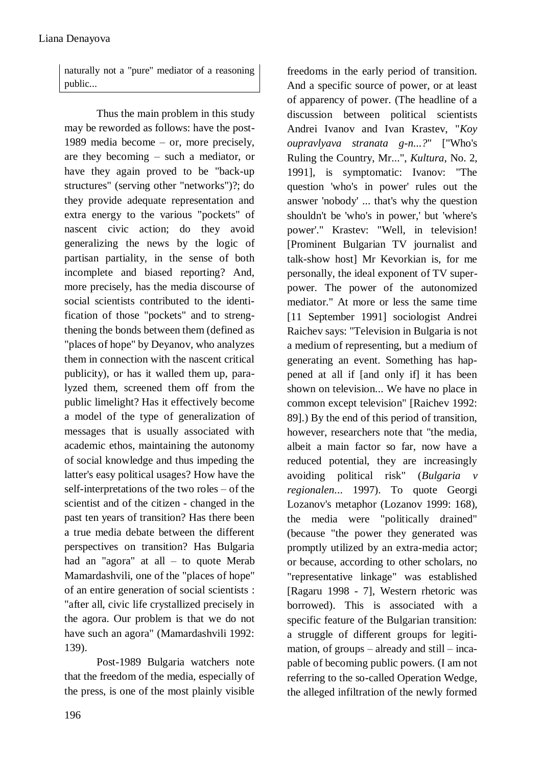naturally not a "pure" mediator of a reasoning public...

Thus the main problem in this study may be reworded as follows: have the post-1989 media become – or, more precisely, are they becoming – such a mediator, or have they again proved to be "back-up structures" (serving other "networks")?; do they provide adequate representation and extra energy to the various "pockets" of nascent civic action; do they avoid generalizing the news by the logic of partisan partiality, in the sense of both incomplete and biased reporting? And, more precisely, has the media discourse of social scientists contributed to the identification of those "pockets" and to strengthening the bonds between them (defined as "places of hope" by Deyanov, who analyzes them in connection with the nascent critical publicity), or has it walled them up, paralyzed them, screened them off from the public limelight? Has it effectively become a model of the type of generalization of messages that is usually associated with academic ethos, maintaining the autonomy of social knowledge and thus impeding the latter's easy political usages? How have the self-interpretations of the two roles – of the scientist and of the citizen - changed in the past ten years of transition? Has there been a true media debate between the different perspectives on transition? Has Bulgaria had an "agora" at all – to quote Merab Mamardashvili, one of the "places of hope" of an entire generation of social scientists : "after all, civic life crystallized precisely in the agora. Our problem is that we do not have such an agora" (Mamardashvili 1992: 139).

Post-1989 Bulgaria watchers note that the freedom of the media, especially of the press, is one of the most plainly visible freedoms in the early period of transition. And a specific source of power, or at least of apparency of power. (The headline of a discussion between political scientists Andrei Ivanov and Ivan Krastev, "*Koy oupravlyava stranata g-n...?*" ["Who's Ruling the Country, Mr...", *Kultura*, No. 2, 1991], is symptomatic: Ivanov: "The question 'who's in power' rules out the answer 'nobody' ... that's why the question shouldn't be 'who's in power,' but 'where's power'." Krastev: "Well, in television! [Prominent Bulgarian TV journalist and talk-show host] Mr Kevorkian is, for me personally, the ideal exponent of TV super-power. The power of the autonomized mediator." At more or less the same time [11 September 1991] sociologist Andrei Raichev says: "Television in Bulgaria is not a medium of representing, but a medium of generating an event. Something has happened at all if [and only if] it has been shown on television... We have no place in common except television" [Raichev 1992: 89].) By the end of this period of transition, however, researchers note that "the media, albeit a main factor so far, now have a reduced potential, they are increasingly avoiding political risk" (*Bulgaria v regionalen...* 1997). To quote Georgi Lozanov's metaphor (Lozanov 1999: 168), the media were "politically drained" (because "the power they generated was promptly utilized by an extra-media actor; or because, according to other scholars, no "representative linkage" was established [Ragaru 1998 - 7], Western rhetoric was borrowed). This is associated with a specific feature of the Bulgarian transition: a struggle of different groups for legitimation, of groups – already and still – incapable of becoming public powers. (I am not referring to the so-called Operation Wedge, the alleged infiltration of the newly formed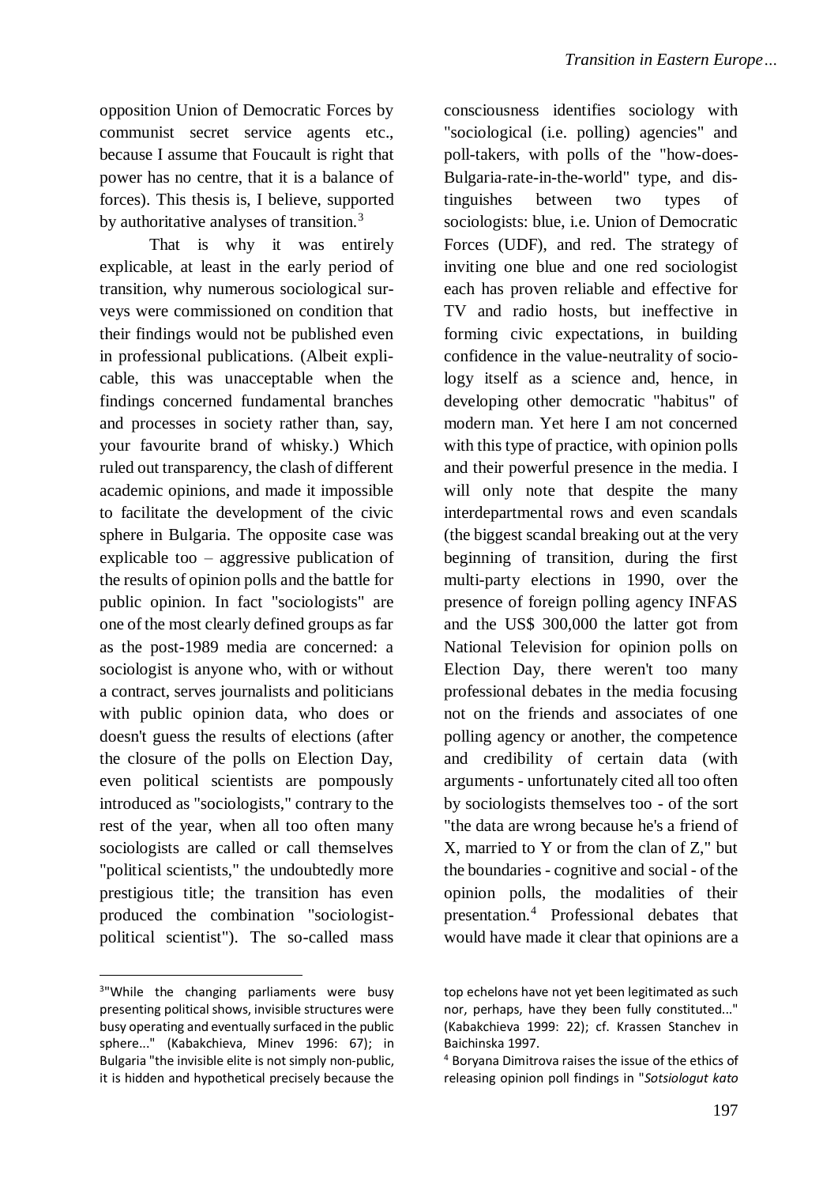opposition Union of Democratic Forces by communist secret service agents etc., because I assume that Foucault is right that power has no centre, that it is a balance of forces). This thesis is, I believe, supported by authoritative analyses of transition.[3]

That is why it was entirely explicable, at least in the early period of transition, why numerous sociological surveys were commissioned on condition that their findings would not be published even in professional publications. (Albeit explicable, this was unacceptable when the findings concerned fundamental branches and processes in society rather than, say, your favourite brand of whisky.) Which ruled out transparency, the clash of different academic opinions, and made it impossible to facilitate the development of the civic sphere in Bulgaria. The opposite case was explicable too – aggressive publication of the results of opinion polls and the battle for public opinion. In fact "sociologists" are one of the most clearly defined groups as far as the post-1989 media are concerned: a sociologist is anyone who, with or without a contract, serves journalists and politicians with public opinion data, who does or doesn't guess the results of elections (after the closure of the polls on Election Day, even political scientists are pompously introduced as "sociologists," contrary to the rest of the year, when all too often many sociologists are called or call themselves "political scientists," the undoubtedly more prestigious title; the transition has even produced the combination "sociologist-political scientist"). The so-called mass consciousness identifies sociology with "sociological (i.e. polling) agencies" and poll-takers, with polls of the "how-does-Bulgaria-rate-in-the-world" type, and distinguishes between two types of sociologists: blue, i.e. Union of Democratic Forces (UDF), and red. The strategy of inviting one blue and one red sociologist each has proven reliable and effective for TV and radio hosts, but ineffective in forming civic expectations, in building confidence in the value-neutrality of sociology itself as a science and, hence, in developing other democratic "habitus" of modern man. Yet here I am not concerned with this type of practice, with opinion polls and their powerful presence in the media. I will only note that despite the many interdepartmental rows and even scandals (the biggest scandal breaking out at the very beginning of transition, during the first multi-party elections in 1990, over the presence of foreign polling agency INFAS and the US$ 300,000 the latter got from National Television for opinion polls on Election Day, there weren't too many professional debates in the media focusing not on the friends and associates of one polling agency or another, the competence and credibility of certain data (with arguments - unfortunately cited all too often by sociologists themselves too - of the sort "the data are wrong because he's a friend of X, married to Y or from the clan of Z," but the boundaries - cognitive and social - of the opinion polls, the modalities of their presentation.[4] Professional debates that would have made it clear that opinions are a

---

[3] "While the changing parliaments were busy presenting political shows, invisible structures were busy operating and eventually surfaced in the public sphere..." (Kabakchieva, Minev 1996: 67); in Bulgaria "the invisible elite is not simply non-public, it is hidden and hypothetical precisely because the top echelons have not yet been legitimated as such nor, perhaps, have they been fully constituted..." (Kabakchieva 1999: 22); cf. Krassen Stanchev in Baichinska 1997.

[4] Boryana Dimitrova raises the issue of the ethics of releasing opinion poll findings in "*Sotsiologut kato*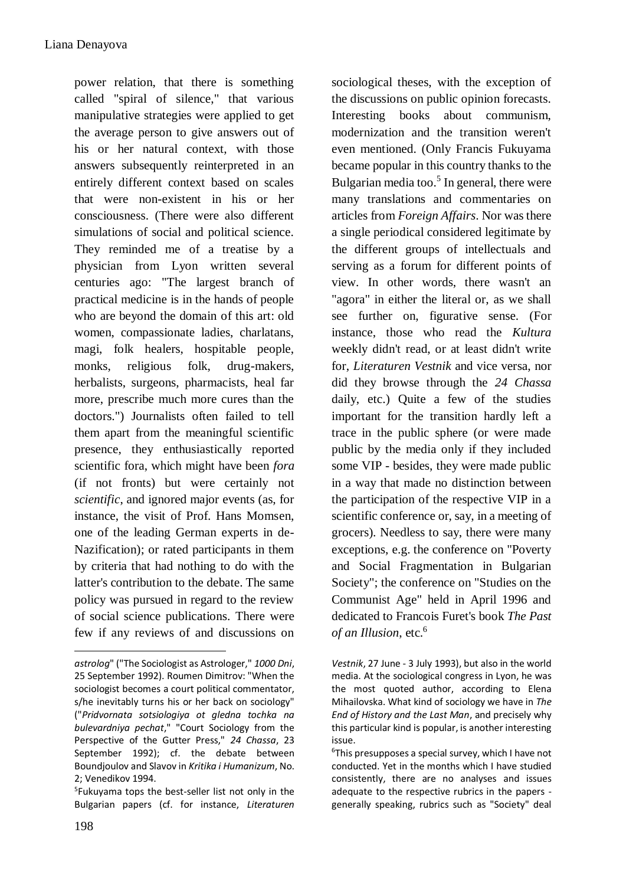power relation, that there is something called "spiral of silence," that various manipulative strategies were applied to get the average person to give answers out of his or her natural context, with those answers subsequently reinterpreted in an entirely different context based on scales that were non-existent in his or her consciousness. (There were also different simulations of social and political science. They reminded me of a treatise by a physician from Lyon written several centuries ago: "The largest branch of practical medicine is in the hands of people who are beyond the domain of this art: old women, compassionate ladies, charlatans, magi, folk healers, hospitable people, monks, religious folk, drug-makers, herbalists, surgeons, pharmacists, heal far more, prescribe much more cures than the doctors.") Journalists often failed to tell them apart from the meaningful scientific presence, they enthusiastically reported scientific fora, which might have been *fora* (if not fronts) but were certainly not *scientific*, and ignored major events (as, for instance, the visit of Prof. Hans Momsen, one of the leading German experts in de-Nazification); or rated participants in them by criteria that had nothing to do with the latter's contribution to the debate. The same policy was pursued in regard to the review of social science publications. There were few if any reviews of and discussions on sociological theses, with the exception of the discussions on public opinion forecasts. Interesting books about communism, modernization and the transition weren't even mentioned. (Only Francis Fukuyama became popular in this country thanks to the Bulgarian media too.[5] In general, there were many translations and commentaries on articles from *Foreign Affairs*. Nor was there a single periodical considered legitimate by the different groups of intellectuals and serving as a forum for different points of view. In other words, there wasn't an "agora" in either the literal or, as we shall see further on, figurative sense. (For instance, those who read the *Kultura* weekly didn't read, or at least didn't write for, *Literaturen Vestnik* and vice versa, nor did they browse through the *24 Chassa* daily, etc.) Quite a few of the studies important for the transition hardly left a trace in the public sphere (or were made public by the media only if they included some VIP - besides, they were made public in a way that made no distinction between the participation of the respective VIP in a scientific conference or, say, in a meeting of grocers). Needless to say, there were many exceptions, e.g. the conference on "Poverty and Social Fragmentation in Bulgarian Society"; the conference on "Studies on the Communist Age" held in April 1996 and dedicated to Francois Furet's book *The Past of an Illusion*, etc.[6]

---

*astrolog*" ("The Sociologist as Astrologer," *1000 Dni*, 25 September 1992). Roumen Dimitrov: "When the sociologist becomes a court political commentator, s/he inevitably turns his or her back on sociology" ("*Pridvornata sotsiologiya ot gledna tochka na bulevardniya pechat*," "Court Sociology from the Perspective of the Gutter Press," *24 Chassa*, 23 September 1992); cf. the debate between Boundjoulov and Slavov in *Kritika i Humanizum*, No. 2; Venedikov 1994.

[5] Fukuyama tops the best-seller list not only in the Bulgarian papers (cf. for instance, *Literaturen Vestnik*, 27 June - 3 July 1993), but also in the world media. At the sociological congress in Lyon, he was the most quoted author, according to Elena Mihailovska. What kind of sociology we have in *The End of History and the Last Man*, and precisely why this particular kind is popular, is another interesting issue.

[6] This presupposes a special survey, which I have not conducted. Yet in the months which I have studied consistently, there are no analyses and issues adequate to the respective rubrics in the papers - generally speaking, rubrics such as "Society" deal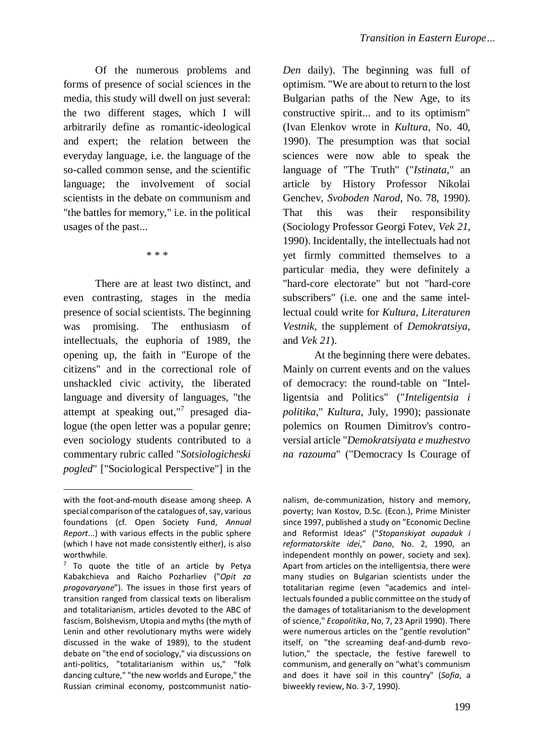Of the numerous problems and forms of presence of social sciences in the media, this study will dwell on just several: the two different stages, which I will arbitrarily define as romantic-ideological and expert; the relation between the everyday language, i.e. the language of the so-called common sense, and the scientific language; the involvement of social scientists in the debate on communism and "the battles for memory," i.e. in the political usages of the past...

\* \* \*

There are at least two distinct, and even contrasting, stages in the media presence of social scientists. The beginning was promising. The enthusiasm of intellectuals, the euphoria of 1989, the opening up, the faith in "Europe of the citizens" and in the correctional role of unshackled civic activity, the liberated language and diversity of languages, "the attempt at speaking out,"[7] presaged dialogue (the open letter was a popular genre; even sociology students contributed to a commentary rubric called "*Sotsiologicheski pogled*" ["Sociological Perspective"] in the *Den* daily). The beginning was full of optimism. "We are about to return to the lost Bulgarian paths of the New Age, to its constructive spirit... and to its optimism" (Ivan Elenkov wrote in *Kultura*, No. 40, 1990). The presumption was that social sciences were now able to speak the language of "The Truth" ("*Istinata*," an article by History Professor Nikolai Genchev, *Svoboden Narod*, No. 78, 1990). That this was their responsibility (Sociology Professor Georgi Fotev, *Vek 21*, 1990). Incidentally, the intellectuals had not yet firmly committed themselves to a particular media, they were definitely a "hard-core electorate" but not "hard-core subscribers" (i.e. one and the same intellectual could write for *Kultura*, *Literaturen Vestnik*, the supplement of *Demokratsiya*, and *Vek 21*).

At the beginning there were debates. Mainly on current events and on the values of democracy: the round-table on "Intelligentsia and Politics" ("*Inteligentsia i politika*," *Kultura*, July, 1990); passionate polemics on Roumen Dimitrov's controversial article "*Demokratsiyata e muzhestvo na razouma*" ("Democracy Is Courage of

---

with the foot-and-mouth disease among sheep. A special comparison of the catalogues of, say, various foundations (cf. Open Society Fund, *Annual Report*...) with various effects in the public sphere (which I have not made consistently either), is also worthwhile.

[7] To quote the title of an article by Petya Kabakchieva and Raicho Pozharliev ("*Opit za progovaryane*"). The issues in those first years of transition ranged from classical texts on liberalism and totalitarianism, articles devoted to the ABC of fascism, Bolshevism, Utopia and myths (the myth of Lenin and other revolutionary myths were widely discussed in the wake of 1989), to the student debate on "the end of sociology," via discussions on anti-politics, "totalitarianism within us," "folk dancing culture," "the new worlds and Europe," the Russian criminal economy, postcommunist nationalism, de-communization, history and memory, poverty; Ivan Kostov, D.Sc. (Econ.), Prime Minister since 1997, published a study on "Economic Decline and Reformist Ideas" ("*Stopanskiyat oupaduk i reformatorskite idei*," *Dano*, No. 2, 1990, an independent monthly on power, society and sex). Apart from articles on the intelligentsia, there were many studies on Bulgarian scientists under the totalitarian regime (even "academics and intellectuals founded a public committee on the study of the damages of totalitarianism to the development of science," *Ecopolitika*, No, 7, 23 April 1990). There were numerous articles on the "gentle revolution" itself, on "the screaming deaf-and-dumb revolution," the spectacle, the festive farewell to communism, and generally on "what's communism and does it have soil in this country" (*Sofia*, a biweekly review, No. 3-7, 1990).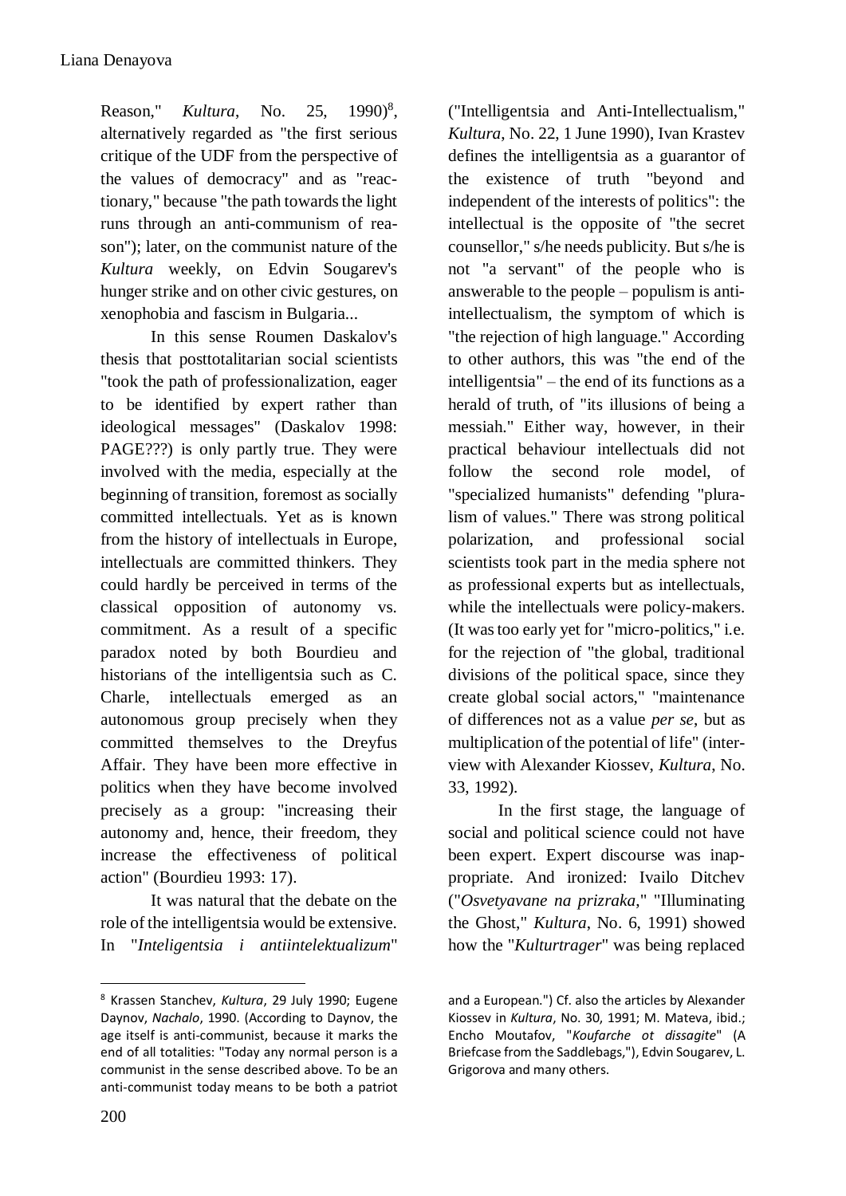Reason," *Kultura*, No. 25, 1990)[8], alternatively regarded as "the first serious critique of the UDF from the perspective of the values of democracy" and as "reactionary," because "the path towards the light runs through an anti-communism of reason"); later, on the communist nature of the *Kultura* weekly, on Edvin Sougarev's hunger strike and on other civic gestures, on xenophobia and fascism in Bulgaria...

In this sense Roumen Daskalov's thesis that posttotalitarian social scientists "took the path of professionalization, eager to be identified by expert rather than ideological messages" (Daskalov 1998: PAGE???) is only partly true. They were involved with the media, especially at the beginning of transition, foremost as socially committed intellectuals. Yet as is known from the history of intellectuals in Europe, intellectuals are committed thinkers. They could hardly be perceived in terms of the classical opposition of autonomy vs. commitment. As a result of a specific paradox noted by both Bourdieu and historians of the intelligentsia such as C. Charle, intellectuals emerged as an autonomous group precisely when they committed themselves to the Dreyfus Affair. They have been more effective in politics when they have become involved precisely as a group: "increasing their autonomy and, hence, their freedom, they increase the effectiveness of political action" (Bourdieu 1993: 17).

It was natural that the debate on the role of the intelligentsia would be extensive. In "*Inteligentsia i antiintelektualizum*" ("Intelligentsia and Anti-Intellectualism," *Kultura*, No. 22, 1 June 1990), Ivan Krastev defines the intelligentsia as a guarantor of the existence of truth "beyond and independent of the interests of politics": the intellectual is the opposite of "the secret counsellor," s/he needs publicity. But s/he is not "a servant" of the people who is answerable to the people – populism is anti-intellectualism, the symptom of which is "the rejection of high language." According to other authors, this was "the end of the intelligentsia" – the end of its functions as a herald of truth, of "its illusions of being a messiah." Either way, however, in their practical behaviour intellectuals did not follow the second role model, of "specialized humanists" defending "pluralism of values." There was strong political polarization, and professional social scientists took part in the media sphere not as professional experts but as intellectuals, while the intellectuals were policy-makers. (It was too early yet for "micro-politics," i.e. for the rejection of "the global, traditional divisions of the political space, since they create global social actors," "maintenance of differences not as a value *per se*, but as multiplication of the potential of life" (interview with Alexander Kiossev, *Kultura*, No. 33, 1992).

In the first stage, the language of social and political science could not have been expert. Expert discourse was inappropriate. And ironized: Ivailo Ditchev ("*Osvetyavane na prizraka*," "Illuminating the Ghost," *Kultura*, No. 6, 1991) showed how the "*Kulturtrager*" was being replaced

---

[8] Krassen Stanchev, *Kultura*, 29 July 1990; Eugene Daynov, *Nachalo*, 1990. (According to Daynov, the age itself is anti-communist, because it marks the end of all totalities: "Today any normal person is a communist in the sense described above. To be an anti-communist today means to be both a patriot and a European.") Cf. also the articles by Alexander Kiossev in *Kultura*, No. 30, 1991; M. Mateva, ibid.; Encho Moutafov, "*Koufarche ot dissagite*" (A Briefcase from the Saddlebags,"), Edvin Sougarev, L. Grigorova and many others.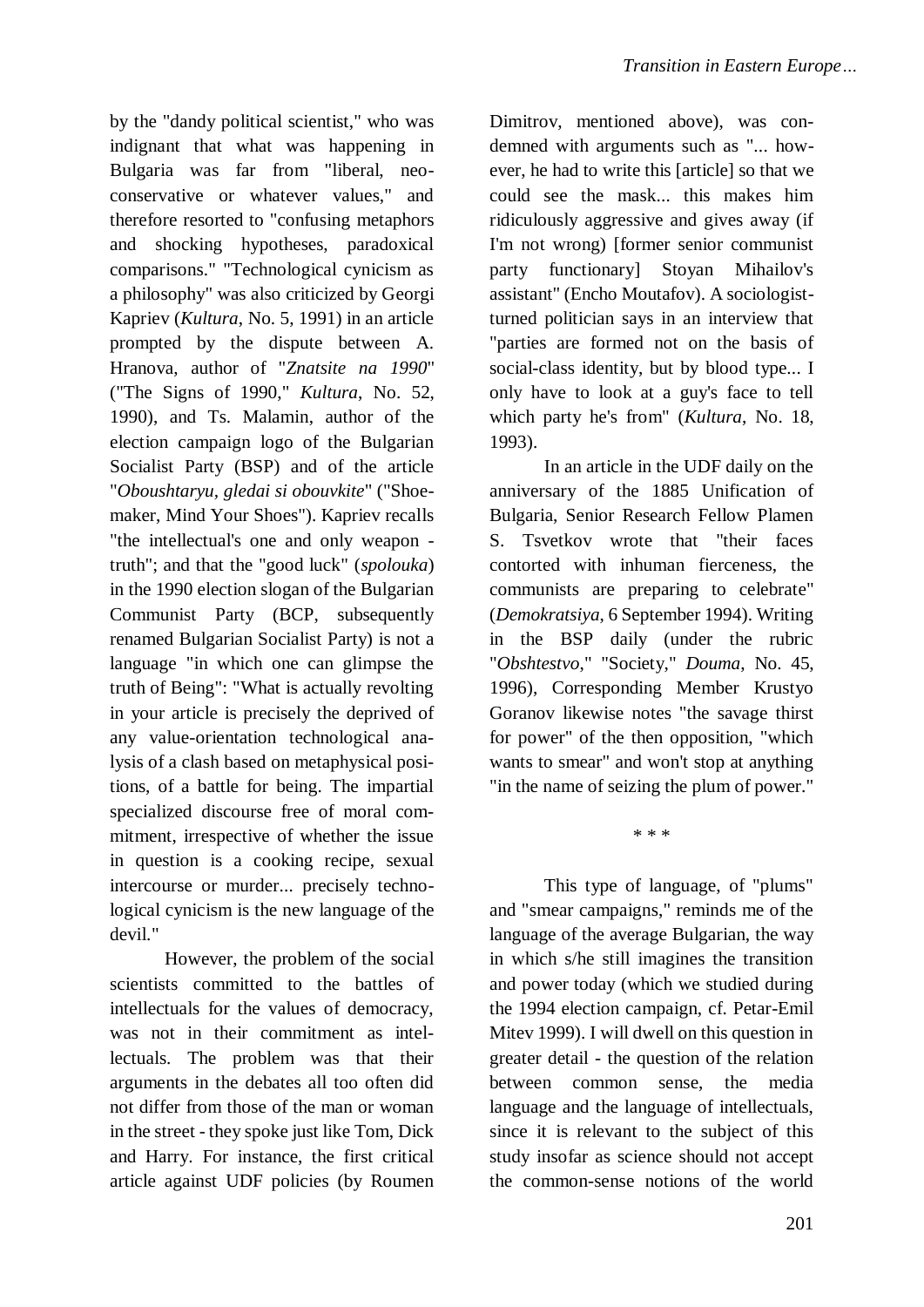by the "dandy political scientist," who was indignant that what was happening in Bulgaria was far from "liberal, neo-conservative or whatever values," and therefore resorted to "confusing metaphors and shocking hypotheses, paradoxical comparisons." "Technological cynicism as a philosophy" was also criticized by Georgi Kapriev (*Kultura*, No. 5, 1991) in an article prompted by the dispute between A. Hranova, author of "*Znatsite na 1990*" ("The Signs of 1990," *Kultura*, No. 52, 1990), and Ts. Malamin, author of the election campaign logo of the Bulgarian Socialist Party (BSP) and of the article "*Oboushtaryu, gledai si obouvkite*" ("Shoemaker, Mind Your Shoes"). Kapriev recalls "the intellectual's one and only weapon - truth"; and that the "good luck" (*spolouka*) in the 1990 election slogan of the Bulgarian Communist Party (BCP, subsequently renamed Bulgarian Socialist Party) is not a language "in which one can glimpse the truth of Being": "What is actually revolting in your article is precisely the deprived of any value-orientation technological analysis of a clash based on metaphysical positions, of a battle for being. The impartial specialized discourse free of moral commitment, irrespective of whether the issue in question is a cooking recipe, sexual intercourse or murder... precisely technological cynicism is the new language of the devil."

However, the problem of the social scientists committed to the battles of intellectuals for the values of democracy, was not in their commitment as intellectuals. The problem was that their arguments in the debates all too often did not differ from those of the man or woman in the street - they spoke just like Tom, Dick and Harry. For instance, the first critical article against UDF policies (by Roumen Dimitrov, mentioned above), was condemned with arguments such as "... however, he had to write this [article] so that we could see the mask... this makes him ridiculously aggressive and gives away (if I'm not wrong) [former senior communist party functionary] Stoyan Mihailov's assistant" (Encho Moutafov). A sociologist-turned politician says in an interview that "parties are formed not on the basis of social-class identity, but by blood type... I only have to look at a guy's face to tell which party he's from" (*Kultura*, No. 18, 1993).

In an article in the UDF daily on the anniversary of the 1885 Unification of Bulgaria, Senior Research Fellow Plamen S. Tsvetkov wrote that "their faces contorted with inhuman fierceness, the communists are preparing to celebrate" (*Demokratsiya*, 6 September 1994). Writing in the BSP daily (under the rubric "*Obshtestvo*," "Society," *Douma*, No. 45, 1996), Corresponding Member Krustyo Goranov likewise notes "the savage thirst for power" of the then opposition, "which wants to smear" and won't stop at anything "in the name of seizing the plum of power."

\* \* \*

This type of language, of "plums" and "smear campaigns," reminds me of the language of the average Bulgarian, the way in which s/he still imagines the transition and power today (which we studied during the 1994 election campaign, cf. Petar-Emil Mitev 1999). I will dwell on this question in greater detail - the question of the relation between common sense, the media language and the language of intellectuals, since it is relevant to the subject of this study insofar as science should not accept the common-sense notions of the world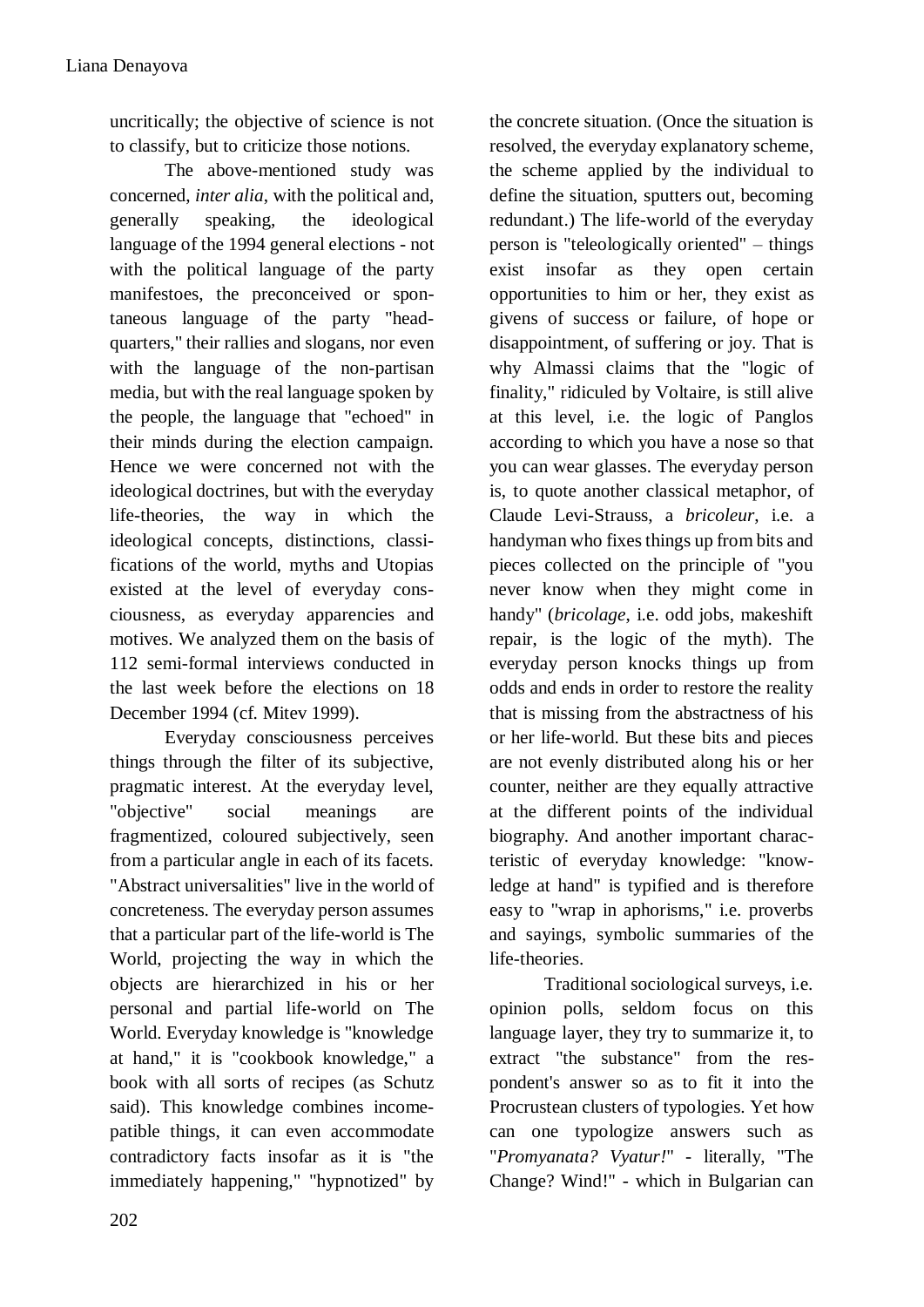uncritically; the objective of science is not to classify, but to criticize those notions.

The above-mentioned study was concerned, *inter alia*, with the political and, generally speaking, the ideological language of the 1994 general elections - not with the political language of the party manifestoes, the preconceived or spontaneous language of the party "headquarters," their rallies and slogans, nor even with the language of the non-partisan media, but with the real language spoken by the people, the language that "echoed" in their minds during the election campaign. Hence we were concerned not with the ideological doctrines, but with the everyday life-theories, the way in which the ideological concepts, distinctions, classifications of the world, myths and Utopias existed at the level of everyday consciousness, as everyday apparencies and motives. We analyzed them on the basis of 112 semi-formal interviews conducted in the last week before the elections on 18 December 1994 (cf. Mitev 1999).

Everyday consciousness perceives things through the filter of its subjective, pragmatic interest. At the everyday level, "objective" social meanings are fragmentized, coloured subjectively, seen from a particular angle in each of its facets. "Abstract universalities" live in the world of concreteness. The everyday person assumes that a particular part of the life-world is The World, projecting the way in which the objects are hierarchized in his or her personal and partial life-world on The World. Everyday knowledge is "knowledge at hand," it is "cookbook knowledge," a book with all sorts of recipes (as Schutz said). This knowledge combines incompatible things, it can even accommodate contradictory facts insofar as it is "the immediately happening," "hypnotized" by the concrete situation. (Once the situation is resolved, the everyday explanatory scheme, the scheme applied by the individual to define the situation, sputters out, becoming redundant.) The life-world of the everyday person is "teleologically oriented" – things exist insofar as they open certain opportunities to him or her, they exist as givens of success or failure, of hope or disappointment, of suffering or joy. That is why Almassi claims that the "logic of finality," ridiculed by Voltaire, is still alive at this level, i.e. the logic of Panglos according to which you have a nose so that you can wear glasses. The everyday person is, to quote another classical metaphor, of Claude Levi-Strauss, a *bricoleur*, i.e. a handyman who fixes things up from bits and pieces collected on the principle of "you never know when they might come in handy" (*bricolage*, i.e. odd jobs, makeshift repair, is the logic of the myth). The everyday person knocks things up from odds and ends in order to restore the reality that is missing from the abstractness of his or her life-world. But these bits and pieces are not evenly distributed along his or her counter, neither are they equally attractive at the different points of the individual biography. And another important characteristic of everyday knowledge: "knowledge at hand" is typified and is therefore easy to "wrap in aphorisms," i.e. proverbs and sayings, symbolic summaries of the life-theories.

Traditional sociological surveys, i.e. opinion polls, seldom focus on this language layer, they try to summarize it, to extract "the substance" from the respondent's answer so as to fit it into the Procrustean clusters of typologies. Yet how can one typologize answers such as "*Promyanata? Vyatur!*" - literally, "The Change? Wind!" - which in Bulgarian can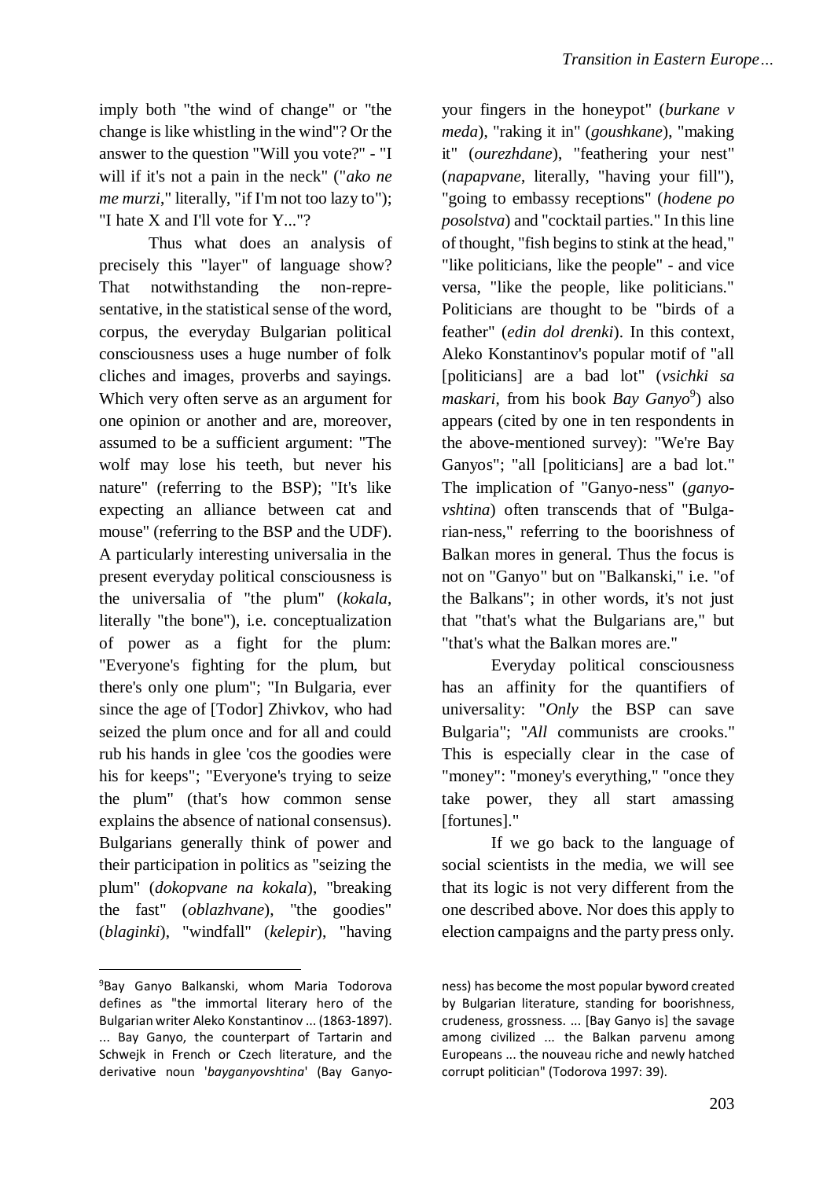imply both "the wind of change" or "the change is like whistling in the wind"? Or the answer to the question "Will you vote?" - "I will if it's not a pain in the neck" ("*ako ne me murzi*," literally, "if I'm not too lazy to"); "I hate X and I'll vote for Y..."?

Thus what does an analysis of precisely this "layer" of language show? That notwithstanding the non-representative, in the statistical sense of the word, corpus, the everyday Bulgarian political consciousness uses a huge number of folk cliches and images, proverbs and sayings. Which very often serve as an argument for one opinion or another and are, moreover, assumed to be a sufficient argument: "The wolf may lose his teeth, but never his nature" (referring to the BSP); "It's like expecting an alliance between cat and mouse" (referring to the BSP and the UDF). A particularly interesting universalia in the present everyday political consciousness is the universalia of "the plum" (*kokala*, literally "the bone"), i.e. conceptualization of power as a fight for the plum: "Everyone's fighting for the plum, but there's only one plum"; "In Bulgaria, ever since the age of [Todor] Zhivkov, who had seized the plum once and for all and could rub his hands in glee 'cos the goodies were his for keeps"; "Everyone's trying to seize the plum" (that's how common sense explains the absence of national consensus). Bulgarians generally think of power and their participation in politics as "seizing the plum" (*dokopvane na kokala*), "breaking the fast" (*oblazhvane*), "the goodies" (*blaginki*), "windfall" (*kelepir*), "having your fingers in the honeypot" (*burkane v meda*), "raking it in" (*goushkane*), "making it" (*ourezhdane*), "feathering your nest" (*napapvane*, literally, "having your fill"), "going to embassy receptions" (*hodene po posolstva*) and "cocktail parties." In this line of thought, "fish begins to stink at the head," "like politicians, like the people" - and vice versa, "like the people, like politicians." Politicians are thought to be "birds of a feather" (*edin dol drenki*). In this context, Aleko Konstantinov's popular motif of "all [politicians] are a bad lot" (*vsichki sa maskari*, from his book *Bay Ganyo*[9]) also appears (cited by one in ten respondents in the above-mentioned survey): "We're Bay Ganyos"; "all [politicians] are a bad lot." The implication of "Ganyo-ness" (*ganyovshtina*) often transcends that of "Bulgarian-ness," referring to the boorishness of Balkan mores in general. Thus the focus is not on "Ganyo" but on "Balkanski," i.e. "of the Balkans"; in other words, it's not just that "that's what the Bulgarians are," but "that's what the Balkan mores are."

Everyday political consciousness has an affinity for the quantifiers of universality: "*Only* the BSP can save Bulgaria"; "*All* communists are crooks." This is especially clear in the case of "money": "money's everything," "once they take power, they all start amassing [fortunes]."

If we go back to the language of social scientists in the media, we will see that its logic is not very different from the one described above. Nor does this apply to election campaigns and the party press only.

---

[9] Bay Ganyo Balkanski, whom Maria Todorova defines as "the immortal literary hero of the Bulgarian writer Aleko Konstantinov ... (1863-1897). ... Bay Ganyo, the counterpart of Tartarin and Schwejk in French or Czech literature, and the derivative noun '*bayganyovshtina*' (Bay Ganyo-ness) has become the most popular byword created by Bulgarian literature, standing for boorishness, crudeness, grossness. ... [Bay Ganyo is] the savage among civilized ... the Balkan parvenu among Europeans ... the nouveau riche and newly hatched corrupt politician" (Todorova 1997: 39).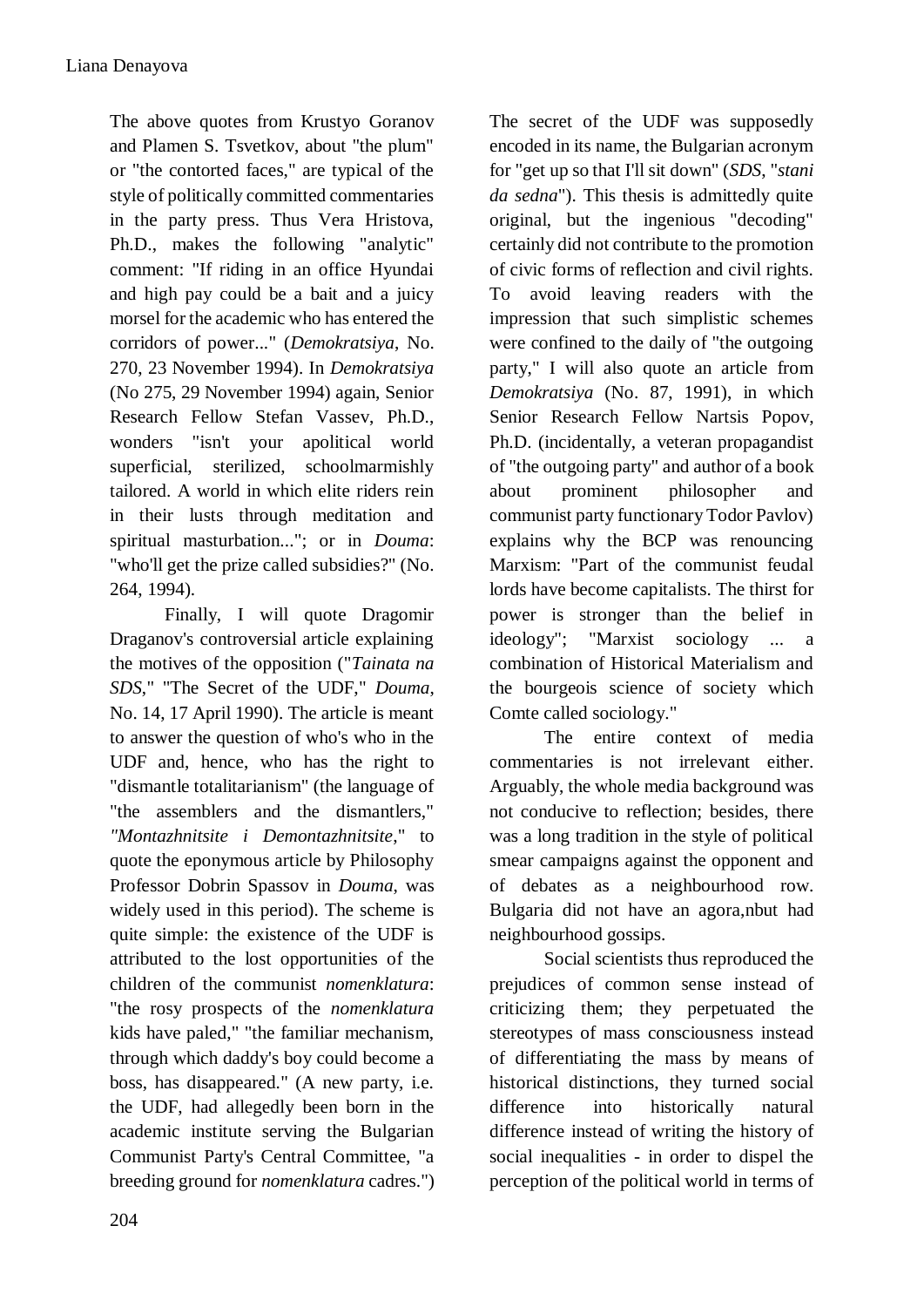The above quotes from Krustyo Goranov and Plamen S. Tsvetkov, about "the plum" or "the contorted faces," are typical of the style of politically committed commentaries in the party press. Thus Vera Hristova, Ph.D., makes the following "analytic" comment: "If riding in an office Hyundai and high pay could be a bait and a juicy morsel for the academic who has entered the corridors of power..." (*Demokratsiya*, No. 270, 23 November 1994). In *Demokratsiya* (No 275, 29 November 1994) again, Senior Research Fellow Stefan Vassev, Ph.D., wonders "isn't your apolitical world superficial, sterilized, schoolmarmishly tailored. A world in which elite riders rein in their lusts through meditation and spiritual masturbation..."; or in *Douma*: "who'll get the prize called subsidies?" (No. 264, 1994).

Finally, I will quote Dragomir Draganov's controversial article explaining the motives of the opposition ("*Tainata na SDS*," "The Secret of the UDF," *Douma*, No. 14, 17 April 1990). The article is meant to answer the question of who's who in the UDF and, hence, who has the right to "dismantle totalitarianism" (the language of "the assemblers and the dismantlers," *"Montazhnitsite i Demontazhnitsite*," to quote the eponymous article by Philosophy Professor Dobrin Spassov in *Douma*, was widely used in this period). The scheme is quite simple: the existence of the UDF is attributed to the lost opportunities of the children of the communist *nomenklatura*: "the rosy prospects of the *nomenklatura* kids have paled," "the familiar mechanism, through which daddy's boy could become a boss, has disappeared." (A new party, i.e. the UDF, had allegedly been born in the academic institute serving the Bulgarian Communist Party's Central Committee, "a breeding ground for *nomenklatura* cadres.") The secret of the UDF was supposedly encoded in its name, the Bulgarian acronym for "get up so that I'll sit down" (*SDS*, "*stani da sedna*"). This thesis is admittedly quite original, but the ingenious "decoding" certainly did not contribute to the promotion of civic forms of reflection and civil rights. To avoid leaving readers with the impression that such simplistic schemes were confined to the daily of "the outgoing party," I will also quote an article from *Demokratsiya* (No. 87, 1991), in which Senior Research Fellow Nartsis Popov, Ph.D. (incidentally, a veteran propagandist of "the outgoing party" and author of a book about prominent philosopher and communist party functionary Todor Pavlov) explains why the BCP was renouncing Marxism: "Part of the communist feudal lords have become capitalists. The thirst for power is stronger than the belief in ideology"; "Marxist sociology ... a combination of Historical Materialism and the bourgeois science of society which Comte called sociology."

The entire context of media commentaries is not irrelevant either. Arguably, the whole media background was not conducive to reflection; besides, there was a long tradition in the style of political smear campaigns against the opponent and of debates as a neighbourhood row. Bulgaria did not have an agora,nbut had neighbourhood gossips.

Social scientists thus reproduced the prejudices of common sense instead of criticizing them; they perpetuated the stereotypes of mass consciousness instead of differentiating the mass by means of historical distinctions, they turned social difference into historically natural difference instead of writing the history of social inequalities - in order to dispel the perception of the political world in terms of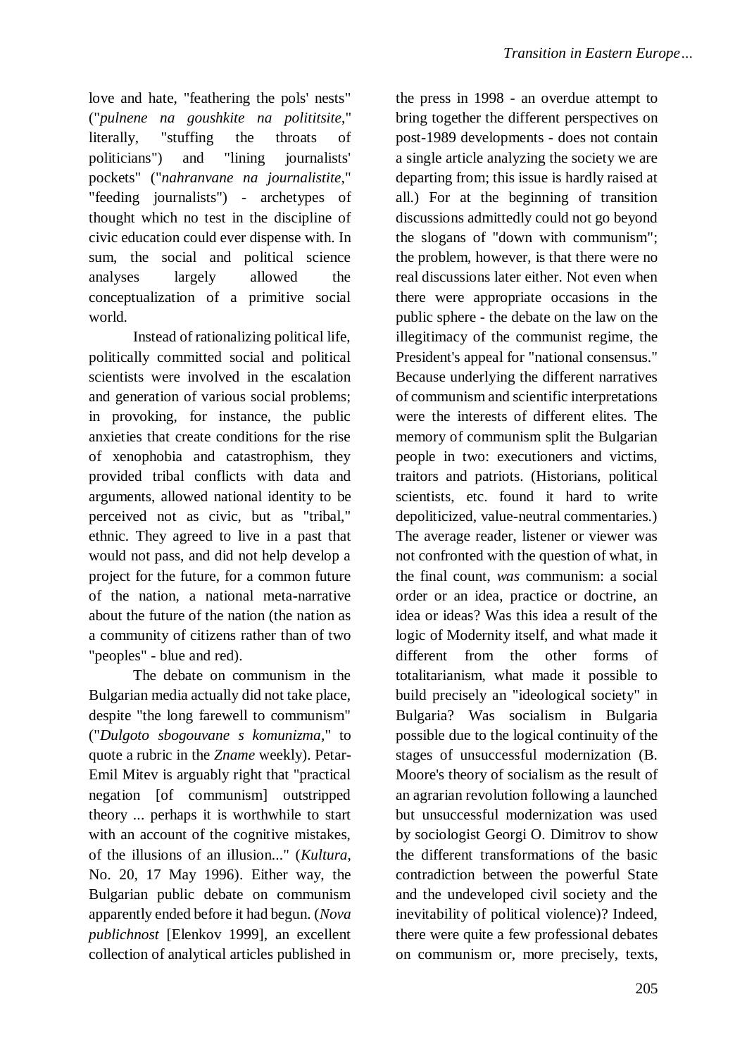love and hate, "feathering the pols' nests" ("*pulnene na goushkite na polititsite*," literally, "stuffing the throats of politicians") and "lining journalists' pockets" ("*nahranvane na journalistite*," "feeding journalists") - archetypes of thought which no test in the discipline of civic education could ever dispense with. In sum, the social and political science analyses largely allowed the conceptualization of a primitive social world.

Instead of rationalizing political life, politically committed social and political scientists were involved in the escalation and generation of various social problems; in provoking, for instance, the public anxieties that create conditions for the rise of xenophobia and catastrophism, they provided tribal conflicts with data and arguments, allowed national identity to be perceived not as civic, but as "tribal," ethnic. They agreed to live in a past that would not pass, and did not help develop a project for the future, for a common future of the nation, a national meta-narrative about the future of the nation (the nation as a community of citizens rather than of two "peoples" - blue and red).

The debate on communism in the Bulgarian media actually did not take place, despite "the long farewell to communism" ("*Dulgoto sbogouvane s komunizma*," to quote a rubric in the *Zname* weekly). Petar-Emil Mitev is arguably right that "practical negation [of communism] outstripped theory ... perhaps it is worthwhile to start with an account of the cognitive mistakes, of the illusions of an illusion..." (*Kultura*, No. 20, 17 May 1996). Either way, the Bulgarian public debate on communism apparently ended before it had begun. (*Nova publichnost* [Elenkov 1999], an excellent collection of analytical articles published in the press in 1998 - an overdue attempt to bring together the different perspectives on post-1989 developments - does not contain a single article analyzing the society we are departing from; this issue is hardly raised at all.) For at the beginning of transition discussions admittedly could not go beyond the slogans of "down with communism"; the problem, however, is that there were no real discussions later either. Not even when there were appropriate occasions in the public sphere - the debate on the law on the illegitimacy of the communist regime, the President's appeal for "national consensus." Because underlying the different narratives of communism and scientific interpretations were the interests of different elites. The memory of communism split the Bulgarian people in two: executioners and victims, traitors and patriots. (Historians, political scientists, etc. found it hard to write depoliticized, value-neutral commentaries.) The average reader, listener or viewer was not confronted with the question of what, in the final count, *was* communism: a social order or an idea, practice or doctrine, an idea or ideas? Was this idea a result of the logic of Modernity itself, and what made it different from the other forms of totalitarianism, what made it possible to build precisely an "ideological society" in Bulgaria? Was socialism in Bulgaria possible due to the logical continuity of the stages of unsuccessful modernization (B. Moore's theory of socialism as the result of an agrarian revolution following a launched but unsuccessful modernization was used by sociologist Georgi O. Dimitrov to show the different transformations of the basic contradiction between the powerful State and the undeveloped civil society and the inevitability of political violence)? Indeed, there were quite a few professional debates on communism or, more precisely, texts,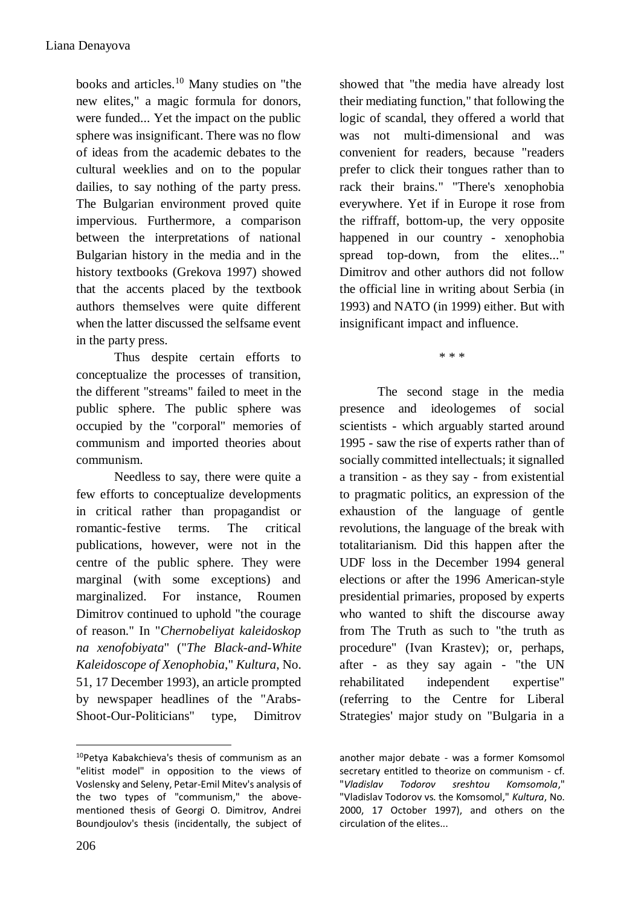books and articles.[10] Many studies on "the new elites," a magic formula for donors, were funded... Yet the impact on the public sphere was insignificant. There was no flow of ideas from the academic debates to the cultural weeklies and on to the popular dailies, to say nothing of the party press. The Bulgarian environment proved quite impervious. Furthermore, a comparison between the interpretations of national Bulgarian history in the media and in the history textbooks (Grekova 1997) showed that the accents placed by the textbook authors themselves were quite different when the latter discussed the selfsame event in the party press.

Thus despite certain efforts to conceptualize the processes of transition, the different "streams" failed to meet in the public sphere. The public sphere was occupied by the "corporal" memories of communism and imported theories about communism.

Needless to say, there were quite a few efforts to conceptualize developments in critical rather than propagandist or romantic-festive terms. The critical publications, however, were not in the centre of the public sphere. They were marginal (with some exceptions) and marginalized. For instance, Roumen Dimitrov continued to uphold "the courage of reason." In "*Chernobeliyat kaleidoskop na xenofobiyata*" ("*The Black-and-White Kaleidoscope of Xenophobia*," *Kultura*, No. 51, 17 December 1993), an article prompted by newspaper headlines of the "Arabs-Shoot-Our-Politicians" type, Dimitrov showed that "the media have already lost their mediating function," that following the logic of scandal, they offered a world that was not multi-dimensional and was convenient for readers, because "readers prefer to click their tongues rather than to rack their brains." "There's xenophobia everywhere. Yet if in Europe it rose from the riffraff, bottom-up, the very opposite happened in our country - xenophobia spread top-down, from the elites..." Dimitrov and other authors did not follow the official line in writing about Serbia (in 1993) and NATO (in 1999) either. But with insignificant impact and influence.

\* \* \*

The second stage in the media presence and ideologemes of social scientists - which arguably started around 1995 - saw the rise of experts rather than of socially committed intellectuals; it signalled a transition - as they say - from existential to pragmatic politics, an expression of the exhaustion of the language of gentle revolutions, the language of the break with totalitarianism. Did this happen after the UDF loss in the December 1994 general elections or after the 1996 American-style presidential primaries, proposed by experts who wanted to shift the discourse away from The Truth as such to "the truth as procedure" (Ivan Krastev); or, perhaps, after - as they say again - "the UN rehabilitated independent expertise" (referring to the Centre for Liberal Strategies' major study on "Bulgaria in a

---

[10] Petya Kabakchieva's thesis of communism as an "elitist model" in opposition to the views of Voslensky and Seleny, Petar-Emil Mitev's analysis of the two types of "communism," the above-mentioned thesis of Georgi O. Dimitrov, Andrei Boundjoulov's thesis (incidentally, the subject of another major debate - was a former Komsomol secretary entitled to theorize on communism - cf. "*Vladislav Todorov sreshtou Komsomola*," "Vladislav Todorov vs. the Komsomol," *Kultura*, No. 2000, 17 October 1997), and others on the circulation of the elites...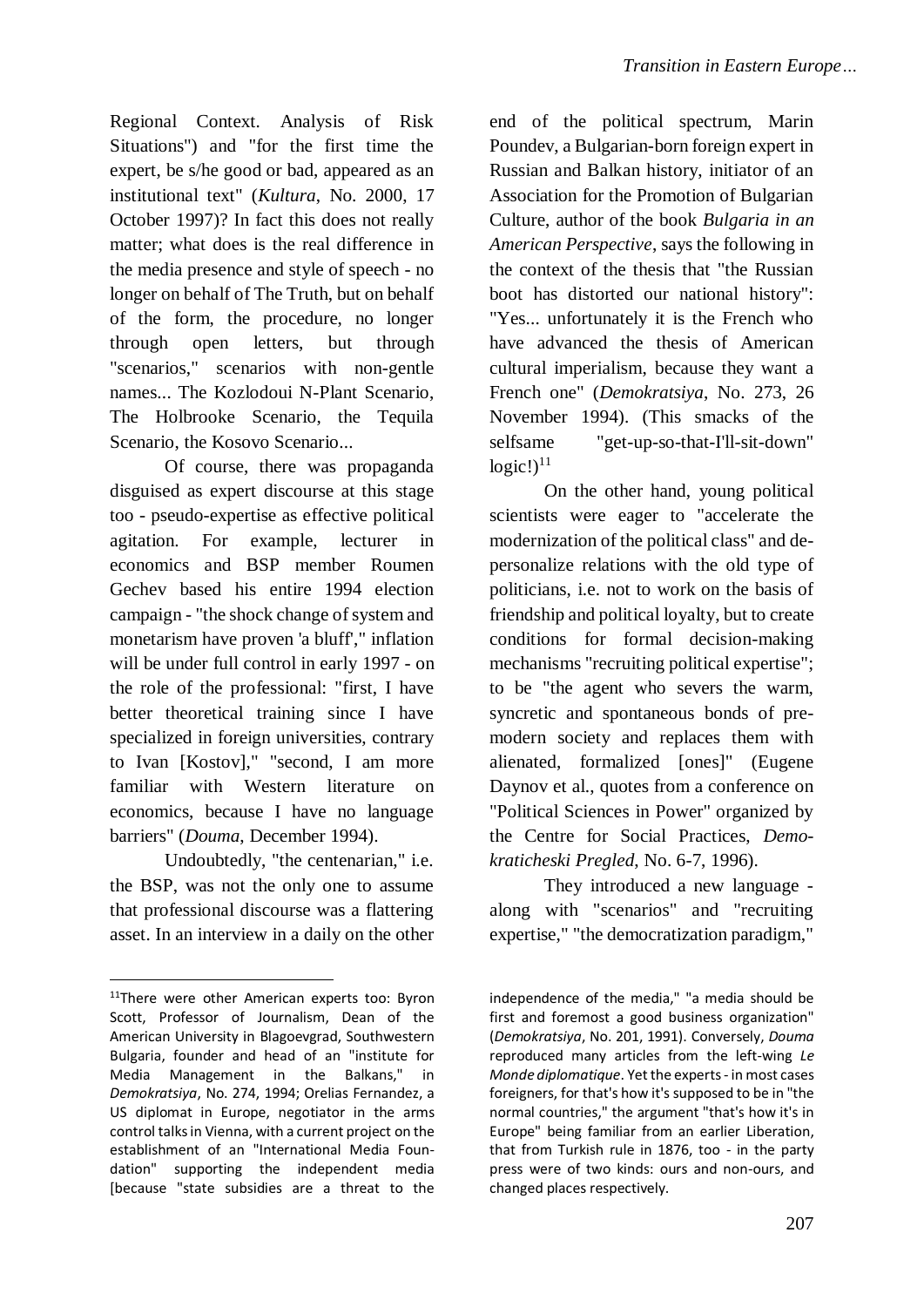Regional Context. Analysis of Risk Situations") and "for the first time the expert, be s/he good or bad, appeared as an institutional text" (*Kultura*, No. 2000, 17 October 1997)? In fact this does not really matter; what does is the real difference in the media presence and style of speech - no longer on behalf of The Truth, but on behalf of the form, the procedure, no longer through open letters, but through "scenarios," scenarios with non-gentle names... The Kozlodoui N-Plant Scenario, The Holbrooke Scenario, the Tequila Scenario, the Kosovo Scenario...

Of course, there was propaganda disguised as expert discourse at this stage too - pseudo-expertise as effective political agitation. For example, lecturer in economics and BSP member Roumen Gechev based his entire 1994 election campaign - "the shock change of system and monetarism have proven 'a bluff'," inflation will be under full control in early 1997 - on the role of the professional: "first, I have better theoretical training since I have specialized in foreign universities, contrary to Ivan [Kostov]," "second, I am more familiar with Western literature on economics, because I have no language barriers" (*Douma*, December 1994).

Undoubtedly, "the centenarian," i.e. the BSP, was not the only one to assume that professional discourse was a flattering asset. In an interview in a daily on the other end of the political spectrum, Marin Poundev, a Bulgarian-born foreign expert in Russian and Balkan history, initiator of an Association for the Promotion of Bulgarian Culture, author of the book *Bulgaria in an American Perspective*, says the following in the context of the thesis that "the Russian boot has distorted our national history": "Yes... unfortunately it is the French who have advanced the thesis of American cultural imperialism, because they want a French one" (*Demokratsiya*, No. 273, 26 November 1994). (This smacks of the selfsame "get-up-so-that-I'll-sit-down" logic!)[11]

On the other hand, young political scientists were eager to "accelerate the modernization of the political class" and de-personalize relations with the old type of politicians, i.e. not to work on the basis of friendship and political loyalty, but to create conditions for formal decision-making mechanisms "recruiting political expertise"; to be "the agent who severs the warm, syncretic and spontaneous bonds of pre-modern society and replaces them with alienated, formalized [ones]" (Eugene Daynov et al., quotes from a conference on "Political Sciences in Power" organized by the Centre for Social Practices, *Demokraticheski Pregled*, No. 6-7, 1996).

They introduced a new language - along with "scenarios" and "recruiting expertise," "the democratization paradigm,"

---

[11] There were other American experts too: Byron Scott, Professor of Journalism, Dean of the American University in Blagoevgrad, Southwestern Bulgaria, founder and head of an "institute for Media Management in the Balkans," in *Demokratsiya*, No. 274, 1994; Orelias Fernandez, a US diplomat in Europe, negotiator in the arms control talks in Vienna, with a current project on the establishment of an "International Media Foundation" supporting the independent media [because "state subsidies are a threat to the independence of the media," "a media should be first and foremost a good business organization" (*Demokratsiya*, No. 201, 1991). Conversely, *Douma* reproduced many articles from the left-wing *Le Monde diplomatique*. Yet the experts - in most cases foreigners, for that's how it's supposed to be in "the normal countries," the argument "that's how it's in Europe" being familiar from an earlier Liberation, that from Turkish rule in 1876, too - in the party press were of two kinds: ours and non-ours, and changed places respectively.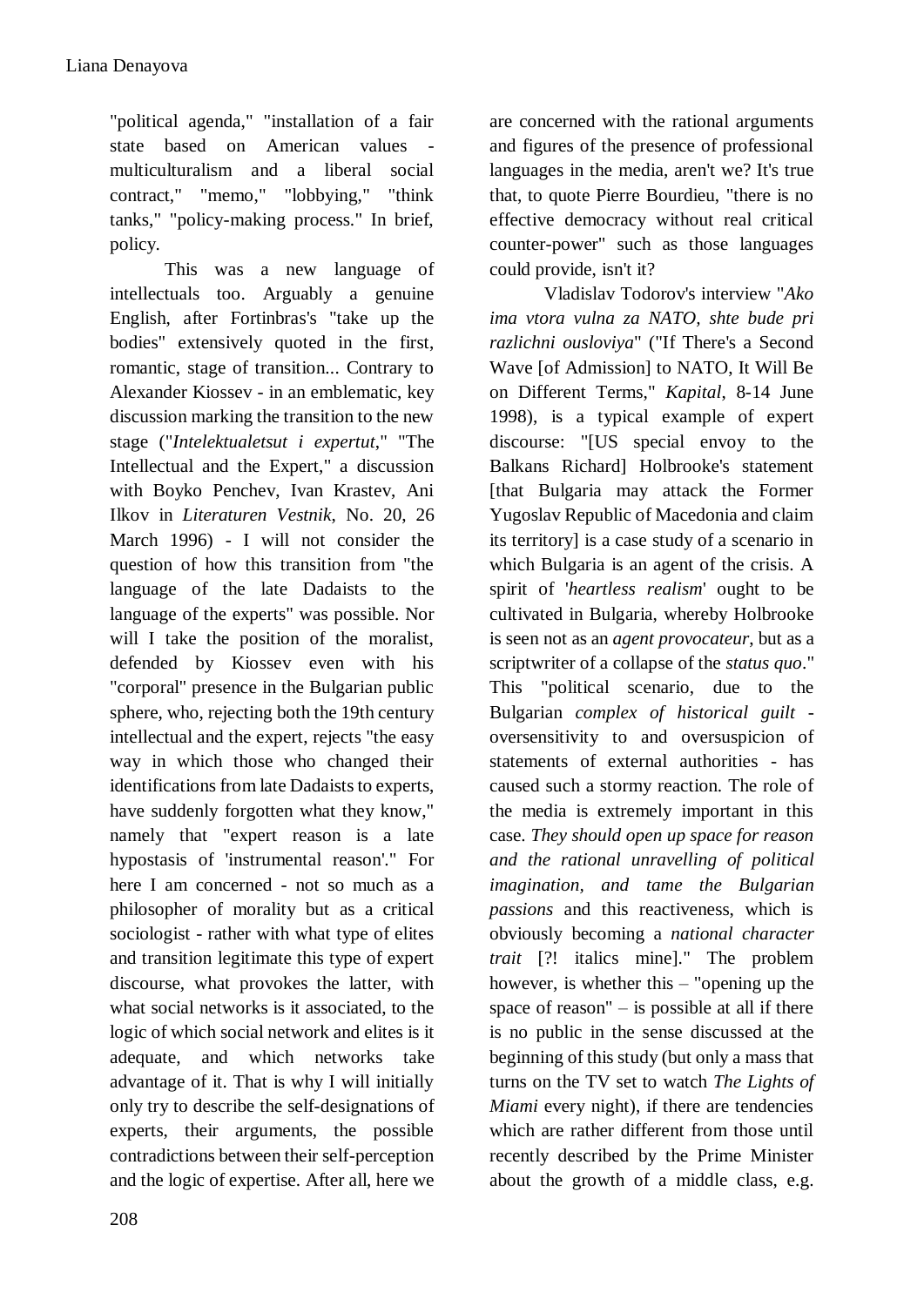"political agenda," "installation of a fair state based on American values - multiculturalism and a liberal social contract," "memo," "lobbying," "think tanks," "policy-making process." In brief, policy.

This was a new language of intellectuals too. Arguably a genuine English, after Fortinbras's "take up the bodies" extensively quoted in the first, romantic, stage of transition... Contrary to Alexander Kiossev - in an emblematic, key discussion marking the transition to the new stage ("*Intelektualetsut i expertut*," "The Intellectual and the Expert," a discussion with Boyko Penchev, Ivan Krastev, Ani Ilkov in *Literaturen Vestnik*, No. 20, 26 March 1996) - I will not consider the question of how this transition from "the language of the late Dadaists to the language of the experts" was possible. Nor will I take the position of the moralist, defended by Kiossev even with his "corporal" presence in the Bulgarian public sphere, who, rejecting both the 19th century intellectual and the expert, rejects "the easy way in which those who changed their identifications from late Dadaists to experts, have suddenly forgotten what they know," namely that "expert reason is a late hypostasis of 'instrumental reason'." For here I am concerned - not so much as a philosopher of morality but as a critical sociologist - rather with what type of elites and transition legitimate this type of expert discourse, what provokes the latter, with what social networks is it associated, to the logic of which social network and elites is it adequate, and which networks take advantage of it. That is why I will initially only try to describe the self-designations of experts, their arguments, the possible contradictions between their self-perception and the logic of expertise. After all, here we are concerned with the rational arguments and figures of the presence of professional languages in the media, aren't we? It's true that, to quote Pierre Bourdieu, "there is no effective democracy without real critical counter-power" such as those languages could provide, isn't it?

Vladislav Todorov's interview "*Ako ima vtora vulna za NATO, shte bude pri razlichni ousloviya*" ("If There's a Second Wave [of Admission] to NATO, It Will Be on Different Terms," *Kapital*, 8-14 June 1998), is a typical example of expert discourse: "[US special envoy to the Balkans Richard] Holbrooke's statement [that Bulgaria may attack the Former Yugoslav Republic of Macedonia and claim its territory] is a case study of a scenario in which Bulgaria is an agent of the crisis. A spirit of '*heartless realism*' ought to be cultivated in Bulgaria, whereby Holbrooke is seen not as an *agent provocateur*, but as a scriptwriter of a collapse of the *status quo*." This "political scenario, due to the Bulgarian *complex of historical guilt* - oversensitivity to and oversuspicion of statements of external authorities - has caused such a stormy reaction. The role of the media is extremely important in this case. *They should open up space for reason and the rational unravelling of political imagination, and tame the Bulgarian passions* and this reactiveness, which is obviously becoming a *national character trait* [?! italics mine]." The problem however, is whether this – "opening up the space of reason" – is possible at all if there is no public in the sense discussed at the beginning of this study (but only a mass that turns on the TV set to watch *The Lights of Miami* every night), if there are tendencies which are rather different from those until recently described by the Prime Minister about the growth of a middle class, e.g.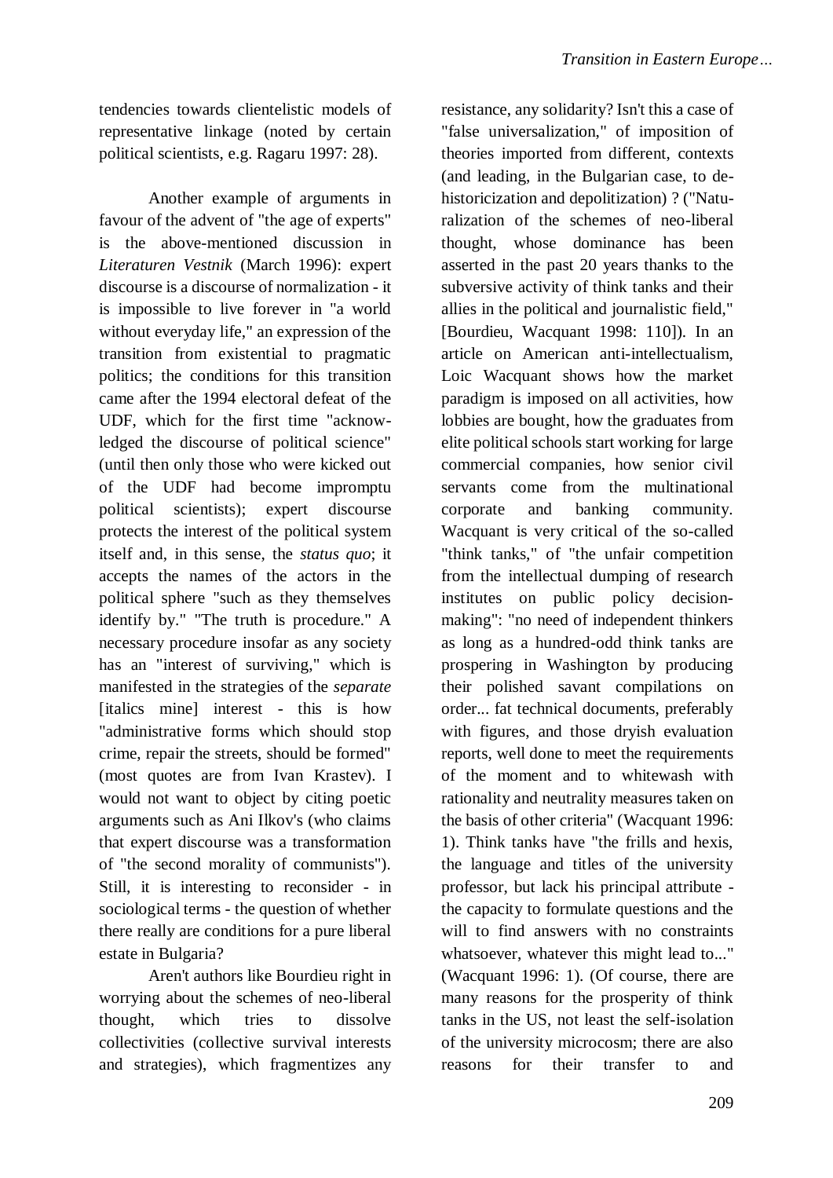tendencies towards clientelistic models of representative linkage (noted by certain political scientists, e.g. Ragaru 1997: 28).

Another example of arguments in favour of the advent of "the age of experts" is the above-mentioned discussion in *Literaturen Vestnik* (March 1996): expert discourse is a discourse of normalization - it is impossible to live forever in "a world without everyday life," an expression of the transition from existential to pragmatic politics; the conditions for this transition came after the 1994 electoral defeat of the UDF, which for the first time "acknowledged the discourse of political science" (until then only those who were kicked out of the UDF had become impromptu political scientists); expert discourse protects the interest of the political system itself and, in this sense, the *status quo*; it accepts the names of the actors in the political sphere "such as they themselves identify by." "The truth is procedure." A necessary procedure insofar as any society has an "interest of surviving," which is manifested in the strategies of the *separate* [italics mine] interest - this is how "administrative forms which should stop crime, repair the streets, should be formed" (most quotes are from Ivan Krastev). I would not want to object by citing poetic arguments such as Ani Ilkov's (who claims that expert discourse was a transformation of "the second morality of communists"). Still, it is interesting to reconsider - in sociological terms - the question of whether there really are conditions for a pure liberal estate in Bulgaria?

Aren't authors like Bourdieu right in worrying about the schemes of neo-liberal thought, which tries to dissolve collectivities (collective survival interests and strategies), which fragmentizes any resistance, any solidarity? Isn't this a case of "false universalization," of imposition of theories imported from different, contexts (and leading, in the Bulgarian case, to de-historicization and depolitization) ? ("Naturalization of the schemes of neo-liberal thought, whose dominance has been asserted in the past 20 years thanks to the subversive activity of think tanks and their allies in the political and journalistic field," [Bourdieu, Wacquant 1998: 110]). In an article on American anti-intellectualism, Loic Wacquant shows how the market paradigm is imposed on all activities, how lobbies are bought, how the graduates from elite political schools start working for large commercial companies, how senior civil servants come from the multinational corporate and banking community. Wacquant is very critical of the so-called "think tanks," of "the unfair competition from the intellectual dumping of research institutes on public policy decision-making": "no need of independent thinkers as long as a hundred-odd think tanks are prospering in Washington by producing their polished savant compilations on order... fat technical documents, preferably with figures, and those dryish evaluation reports, well done to meet the requirements of the moment and to whitewash with rationality and neutrality measures taken on the basis of other criteria" (Wacquant 1996: 1). Think tanks have "the frills and hexis, the language and titles of the university professor, but lack his principal attribute - the capacity to formulate questions and the will to find answers with no constraints whatsoever, whatever this might lead to..." (Wacquant 1996: 1). (Of course, there are many reasons for the prosperity of think tanks in the US, not least the self-isolation of the university microcosm; there are also reasons for their transfer to and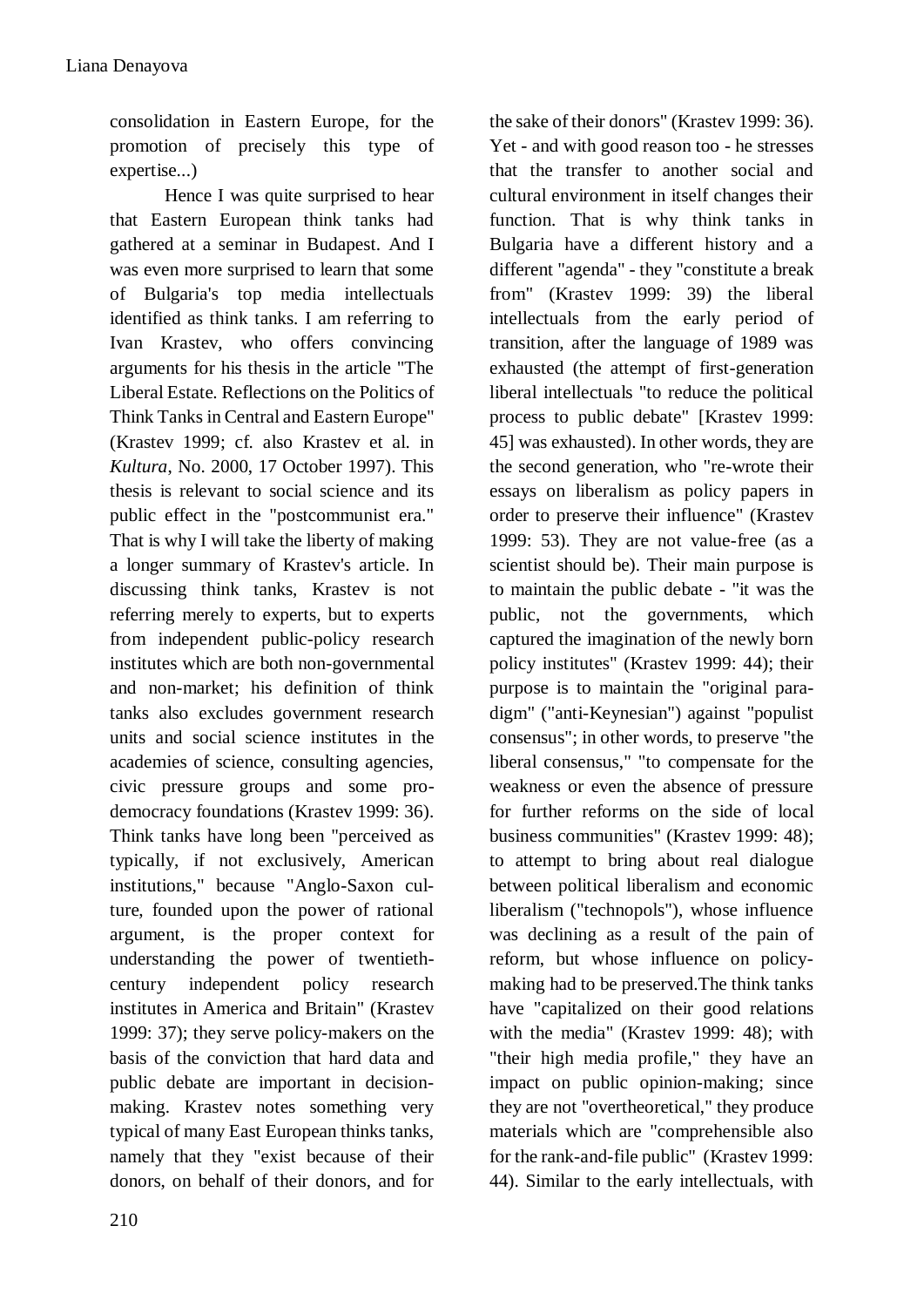consolidation in Eastern Europe, for the promotion of precisely this type of expertise...)

Hence I was quite surprised to hear that Eastern European think tanks had gathered at a seminar in Budapest. And I was even more surprised to learn that some of Bulgaria's top media intellectuals identified as think tanks. I am referring to Ivan Krastev, who offers convincing arguments for his thesis in the article "The Liberal Estate. Reflections on the Politics of Think Tanks in Central and Eastern Europe" (Krastev 1999; cf. also Krastev et al. in *Kultura*, No. 2000, 17 October 1997). This thesis is relevant to social science and its public effect in the "postcommunist era." That is why I will take the liberty of making a longer summary of Krastev's article. In discussing think tanks, Krastev is not referring merely to experts, but to experts from independent public-policy research institutes which are both non-governmental and non-market; his definition of think tanks also excludes government research units and social science institutes in the academies of science, consulting agencies, civic pressure groups and some pro-democracy foundations (Krastev 1999: 36). Think tanks have long been "perceived as typically, if not exclusively, American institutions," because "Anglo-Saxon culture, founded upon the power of rational argument, is the proper context for understanding the power of twentieth-century independent policy research institutes in America and Britain" (Krastev 1999: 37); they serve policy-makers on the basis of the conviction that hard data and public debate are important in decision-making. Krastev notes something very typical of many East European thinks tanks, namely that they "exist because of their donors, on behalf of their donors, and for the sake of their donors" (Krastev 1999: 36). Yet - and with good reason too - he stresses that the transfer to another social and cultural environment in itself changes their function. That is why think tanks in Bulgaria have a different history and a different "agenda" - they "constitute a break from" (Krastev 1999: 39) the liberal intellectuals from the early period of transition, after the language of 1989 was exhausted (the attempt of first-generation liberal intellectuals "to reduce the political process to public debate" [Krastev 1999: 45] was exhausted). In other words, they are the second generation, who "re-wrote their essays on liberalism as policy papers in order to preserve their influence" (Krastev 1999: 53). They are not value-free (as a scientist should be). Their main purpose is to maintain the public debate - "it was the public, not the governments, which captured the imagination of the newly born policy institutes" (Krastev 1999: 44); their purpose is to maintain the "original paradigm" ("anti-Keynesian") against "populist consensus"; in other words, to preserve "the liberal consensus," "to compensate for the weakness or even the absence of pressure for further reforms on the side of local business communities" (Krastev 1999: 48); to attempt to bring about real dialogue between political liberalism and economic liberalism ("technopols"), whose influence was declining as a result of the pain of reform, but whose influence on policy-making had to be preserved.The think tanks have "capitalized on their good relations with the media" (Krastev 1999: 48); with "their high media profile," they have an impact on public opinion-making; since they are not "overtheoretical," they produce materials which are "comprehensible also for the rank-and-file public" (Krastev 1999: 44). Similar to the early intellectuals, with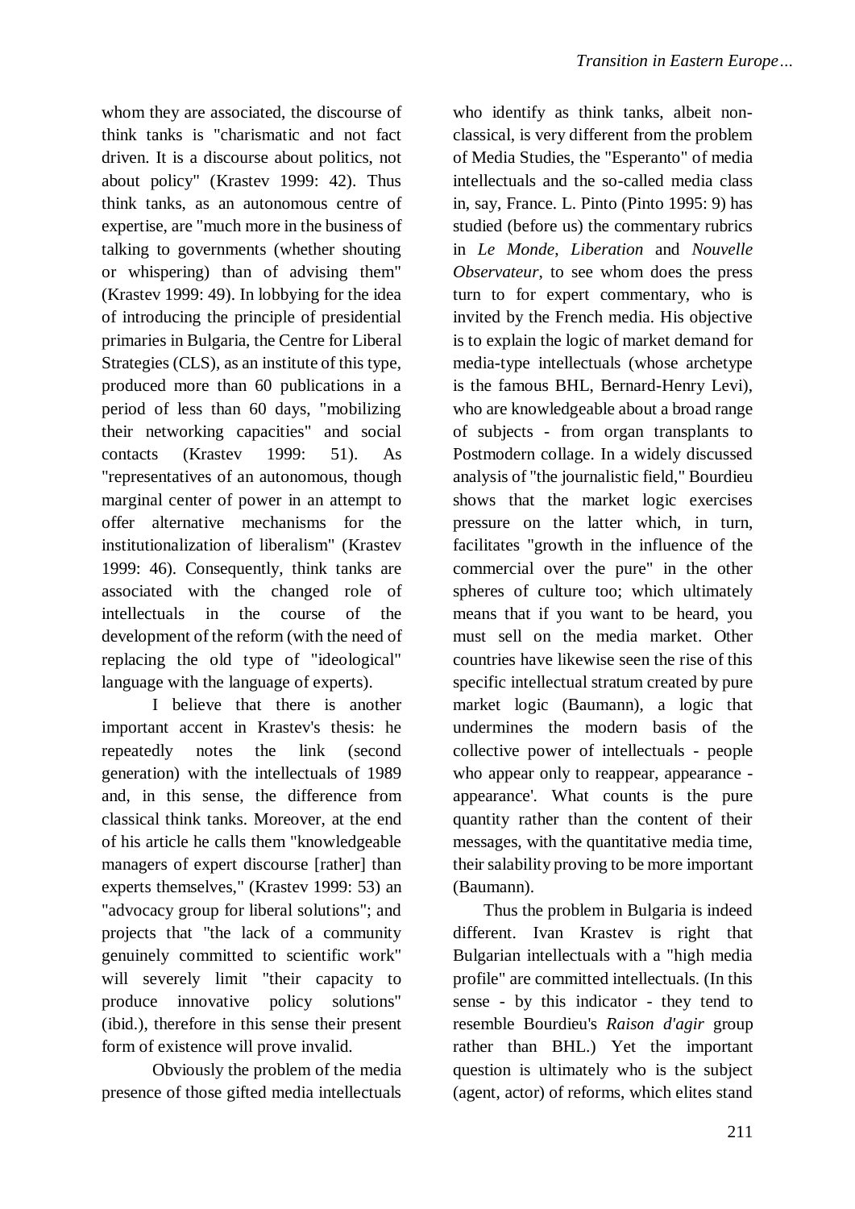whom they are associated, the discourse of think tanks is "charismatic and not fact driven. It is a discourse about politics, not about policy" (Krastev 1999: 42). Thus think tanks, as an autonomous centre of expertise, are "much more in the business of talking to governments (whether shouting or whispering) than of advising them" (Krastev 1999: 49). In lobbying for the idea of introducing the principle of presidential primaries in Bulgaria, the Centre for Liberal Strategies (CLS), as an institute of this type, produced more than 60 publications in a period of less than 60 days, "mobilizing their networking capacities" and social contacts (Krastev 1999: 51). As "representatives of an autonomous, though marginal center of power in an attempt to offer alternative mechanisms for the institutionalization of liberalism" (Krastev 1999: 46). Consequently, think tanks are associated with the changed role of intellectuals in the course of the development of the reform (with the need of replacing the old type of "ideological" language with the language of experts).

I believe that there is another important accent in Krastev's thesis: he repeatedly notes the link (second generation) with the intellectuals of 1989 and, in this sense, the difference from classical think tanks. Moreover, at the end of his article he calls them "knowledgeable managers of expert discourse [rather] than experts themselves," (Krastev 1999: 53) an "advocacy group for liberal solutions"; and projects that "the lack of a community genuinely committed to scientific work" will severely limit "their capacity to produce innovative policy solutions" (ibid.), therefore in this sense their present form of existence will prove invalid.

Obviously the problem of the media presence of those gifted media intellectuals who identify as think tanks, albeit non-classical, is very different from the problem of Media Studies, the "Esperanto" of media intellectuals and the so-called media class in, say, France. L. Pinto (Pinto 1995: 9) has studied (before us) the commentary rubrics in *Le Monde*, *Liberation* and *Nouvelle Observateur*, to see whom does the press turn to for expert commentary, who is invited by the French media. His objective is to explain the logic of market demand for media-type intellectuals (whose archetype is the famous BHL, Bernard-Henry Levi), who are knowledgeable about a broad range of subjects - from organ transplants to Postmodern collage. In a widely discussed analysis of "the journalistic field," Bourdieu shows that the market logic exercises pressure on the latter which, in turn, facilitates "growth in the influence of the commercial over the pure" in the other spheres of culture too; which ultimately means that if you want to be heard, you must sell on the media market. Other countries have likewise seen the rise of this specific intellectual stratum created by pure market logic (Baumann), a logic that undermines the modern basis of the collective power of intellectuals - people who appear only to reappear, appearance - appearance'. What counts is the pure quantity rather than the content of their messages, with the quantitative media time, their salability proving to be more important (Baumann).

Thus the problem in Bulgaria is indeed different. Ivan Krastev is right that Bulgarian intellectuals with a "high media profile" are committed intellectuals. (In this sense - by this indicator - they tend to resemble Bourdieu's *Raison d'agir* group rather than BHL.) Yet the important question is ultimately who is the subject (agent, actor) of reforms, which elites stand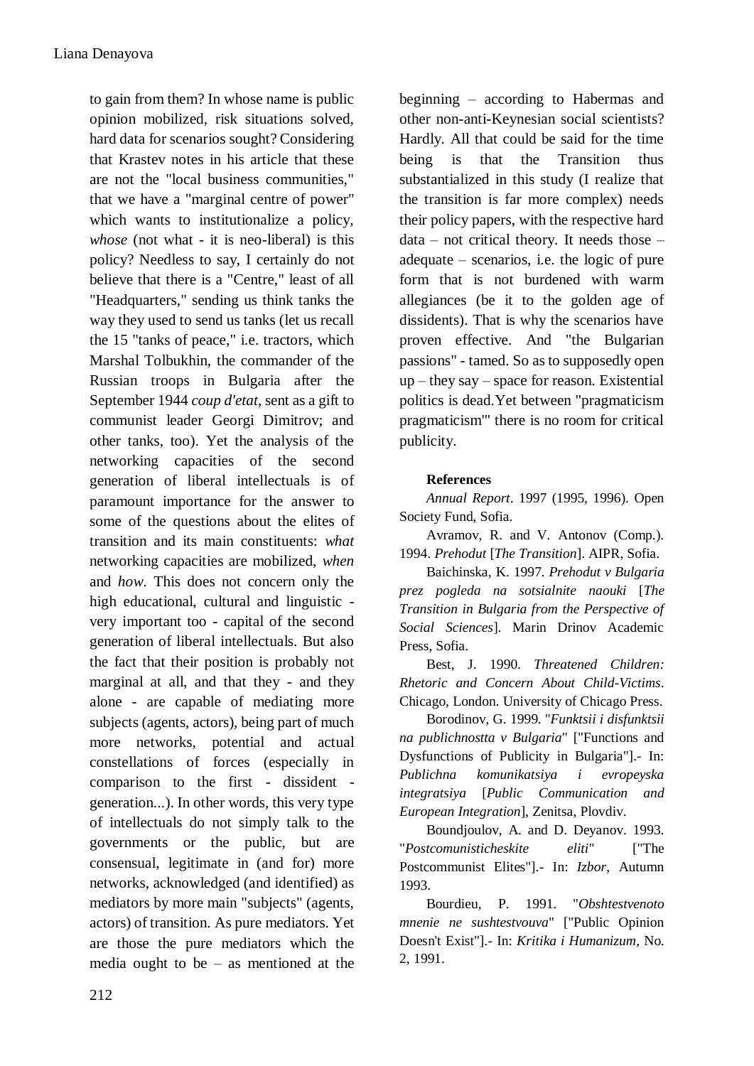to gain from them? In whose name is public opinion mobilized, risk situations solved, hard data for scenarios sought? Considering that Krastev notes in his article that these are not the "local business communities," that we have a "marginal centre of power" which wants to institutionalize a policy, *whose* (not what - it is neo-liberal) is this policy? Needless to say, I certainly do not believe that there is a "Centre," least of all "Headquarters," sending us think tanks the way they used to send us tanks (let us recall the 15 "tanks of peace," i.e. tractors, which Marshal Tolbukhin, the commander of the Russian troops in Bulgaria after the September 1944 *coup d'etat*, sent as a gift to communist leader Georgi Dimitrov; and other tanks, too). Yet the analysis of the networking capacities of the second generation of liberal intellectuals is of paramount importance for the answer to some of the questions about the elites of transition and its main constituents: *what* networking capacities are mobilized, *when* and *how*. This does not concern only the high educational, cultural and linguistic - very important too - capital of the second generation of liberal intellectuals. But also the fact that their position is probably not marginal at all, and that they - and they alone - are capable of mediating more subjects (agents, actors), being part of much more networks, potential and actual constellations of forces (especially in comparison to the first - dissident - generation...). In other words, this very type of intellectuals do not simply talk to the governments or the public, but are consensual, legitimate in (and for) more networks, acknowledged (and identified) as mediators by more main "subjects" (agents, actors) of transition. As pure mediators. Yet are those the pure mediators which the media ought to be – as mentioned at the beginning – according to Habermas and other non-anti-Keynesian social scientists? Hardly. All that could be said for the time being is that the Transition thus substantialized in this study (I realize that the transition is far more complex) needs their policy papers, with the respective hard data – not critical theory. It needs those – adequate – scenarios, i.e. the logic of pure form that is not burdened with warm allegiances (be it to the golden age of dissidents). That is why the scenarios have proven effective. And "the Bulgarian passions" - tamed. So as to supposedly open up – they say – space for reason. Existential politics is dead.Yet between "pragmaticism pragmaticism'" there is no room for critical publicity.

**References**

*Annual Report*. 1997 (1995, 1996). Open Society Fund, Sofia.

Avramov, R. and V. Antonov (Comp.). 1994. *Prehodut* [*The Transition*]. AIPR, Sofia.

Baichinska, K. 1997. *Prehodut v Bulgaria prez pogleda na sotsialnite naouki* [*The Transition in Bulgaria from the Perspective of Social Sciences*]. Marin Drinov Academic Press, Sofia.

Best, J. 1990. *Threatened Children: Rhetoric and Concern About Child-Victims*. Chicago, London. University of Chicago Press.

Borodinov, G. 1999. "*Funktsii i disfunktsii na publichnostta v Bulgaria*" ["Functions and Dysfunctions of Publicity in Bulgaria"].- In: *Publichna komunikatsiya i evropeyska integratsiya* [*Public Communication and European Integration*], Zenitsa, Plovdiv.

Boundjoulov, A. and D. Deyanov. 1993. "*Postcomunisticheskite eliti*" ["The Postcommunist Elites"].- In: *Izbor*, Autumn 1993.

Bourdieu, P. 1991. "*Obshtestvenoto mnenie ne sushtestvouva*" ["Public Opinion Doesn't Exist"].- In: *Kritika i Humanizum*, No. 2, 1991.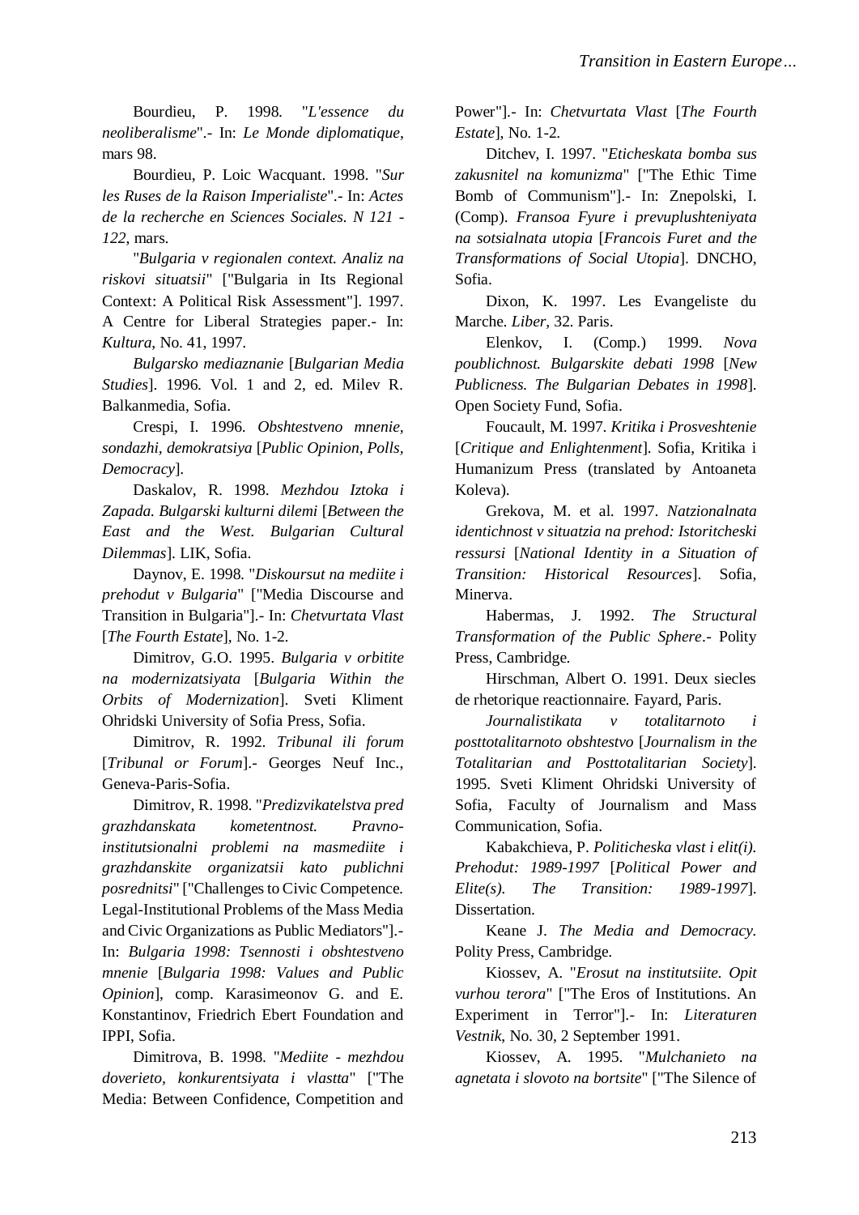Bourdieu, P. 1998. "*L'essence du neoliberalisme*".- In: *Le Monde diplomatique*, mars 98.

Bourdieu, P. Loic Wacquant. 1998. "*Sur les Ruses de la Raison Imperialiste*".- In: *Actes de la recherche en Sciences Sociales. N 121 - 122*, mars.

"*Bulgaria v regionalen context. Analiz na riskovi situatsii*" ["Bulgaria in Its Regional Context: A Political Risk Assessment"]. 1997. A Centre for Liberal Strategies paper.- In: *Kultura*, No. 41, 1997.

*Bulgarsko mediaznanie* [*Bulgarian Media Studies*]. 1996. Vol. 1 and 2, ed. Milev R. Balkanmedia, Sofia.

Crespi, I. 1996. *Obshtestveno mnenie, sondazhi, demokratsiya* [*Public Opinion, Polls, Democracy*].

Daskalov, R. 1998. *Mezhdou Iztoka i Zapada. Bulgarski kulturni dilemi* [*Between the East and the West. Bulgarian Cultural Dilemmas*]. LIK, Sofia.

Daynov, E. 1998. "*Diskoursut na mediite i prehodut v Bulgaria*" ["Media Discourse and Transition in Bulgaria"].- In: *Chetvurtata Vlast* [*The Fourth Estate*], No. 1-2.

Dimitrov, G.O. 1995. *Bulgaria v orbitite na modernizatsiyata* [*Bulgaria Within the Orbits of Modernization*]. Sveti Kliment Ohridski University of Sofia Press, Sofia.

Dimitrov, R. 1992. *Tribunal ili forum* [*Tribunal or Forum*].- Georges Neuf Inc., Geneva-Paris-Sofia.

Dimitrov, R. 1998. "*Predizvikatelstva pred grazhdanskata kometentnost. Pravno-institutsionalni problemi na masmediite i grazhdanskite organizatsii kato publichni posrednitsi*" ["Challenges to Civic Competence. Legal-Institutional Problems of the Mass Media and Civic Organizations as Public Mediators"].- In: *Bulgaria 1998: Tsennosti i obshtestveno mnenie* [*Bulgaria 1998: Values and Public Opinion*], comp. Karasimeonov G. and E. Konstantinov, Friedrich Ebert Foundation and IPPI, Sofia.

Dimitrova, B. 1998. "*Mediite - mezhdou doverieto, konkurentsiyata i vlastta*" ["The Media: Between Confidence, Competition and Power"].- In: *Chetvurtata Vlast* [*The Fourth Estate*], No. 1-2.

Ditchev, I. 1997. "*Eticheskata bomba sus zakusnitel na komunizma*" ["The Ethic Time Bomb of Communism"].- In: Znepolski, I. (Comp). *Fransoa Fyure i prevuplushteniyata na sotsialnata utopia* [*Francois Furet and the Transformations of Social Utopia*]. DNCHO, Sofia.

Dixon, K. 1997. Les Evangeliste du Marche. *Liber*, 32. Paris.

Elenkov, I. (Comp.) 1999. *Nova poublichnost. Bulgarskite debati 1998* [*New Publicness. The Bulgarian Debates in 1998*]. Open Society Fund, Sofia.

Foucault, M. 1997. *Kritika i Prosveshtenie* [*Critique and Enlightenment*]. Sofia, Kritika i Humanizum Press (translated by Antoaneta Koleva).

Grekova, M. et al. 1997. *Natzionalnata identichnost v situatzia na prehod: Istoritcheski ressursi* [*National Identity in a Situation of Transition: Historical Resources*]. Sofia, Minerva.

Habermas, J. 1992. *The Structural Transformation of the Public Sphere*.- Polity Press, Cambridge.

Hirschman, Albert O. 1991. Deux siecles de rhetorique reactionnaire. Fayard, Paris.

*Journalistikata v totalitarnoto i posttotalitarnoto obshtestvo* [*Journalism in the Totalitarian and Posttotalitarian Society*]. 1995. Sveti Kliment Ohridski University of Sofia, Faculty of Journalism and Mass Communication, Sofia.

Kabakchieva, P. *Politicheska vlast i elit(i). Prehodut: 1989-1997* [*Political Power and Elite(s). The Transition: 1989-1997*]. Dissertation.

Keane J. *The Media and Democracy*. Polity Press, Cambridge.

Kiossev, A. "*Erosut na institutsiite. Opit vurhou terora*" ["The Eros of Institutions. An Experiment in Terror"].- In: *Literaturen Vestnik*, No. 30, 2 September 1991.

Kiossev, A. 1995. "*Mulchanieto na agnetata i slovoto na bortsite*" ["The Silence of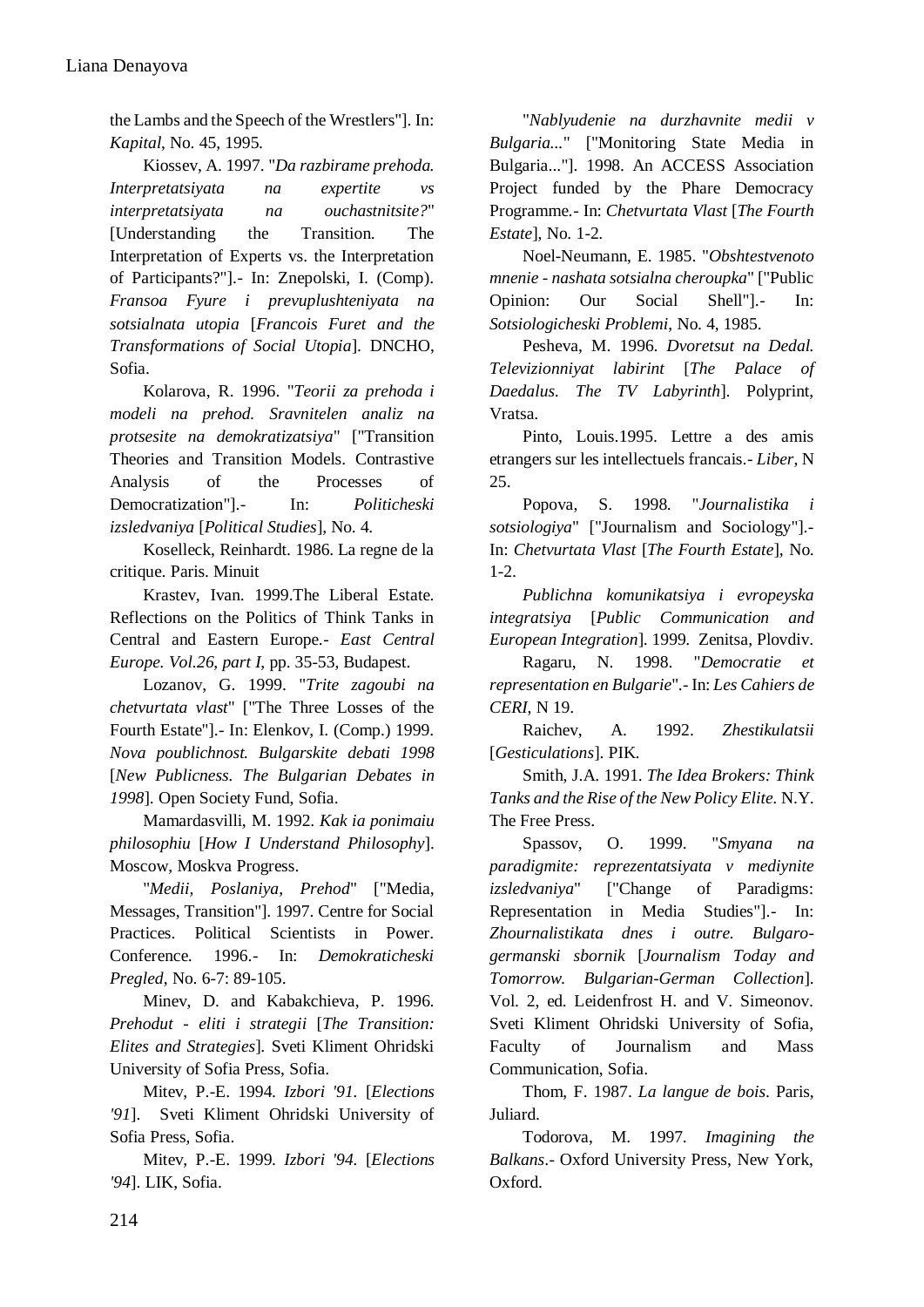the Lambs and the Speech of the Wrestlers"]. In: *Kapital*, No. 45, 1995.

Kiossev, A. 1997. "*Da razbirame prehoda. Interpretatsiyata na expertite vs interpretatsiyata na ouchastnitsite?*" [Understanding the Transition. The Interpretation of Experts vs. the Interpretation of Participants?"].- In: Znepolski, I. (Comp). *Fransoa Fyure i prevuplushteniyata na sotsialnata utopia* [*Francois Furet and the Transformations of Social Utopia*]. DNCHO, Sofia.

Kolarova, R. 1996. "*Teorii za prehoda i modeli na prehod. Sravnitelen analiz na protsesite na demokratizatsiya*" ["Transition Theories and Transition Models. Contrastive Analysis of the Processes of Democratization"].- In: *Politicheski izsledvaniya* [*Political Studies*], No. 4.

Koselleck, Reinhardt. 1986. La regne de la critique. Paris. Minuit

Krastev, Ivan. 1999.The Liberal Estate. Reflections on the Politics of Think Tanks in Central and Eastern Europe.- *East Central Europe. Vol.26, part I*, pp. 35-53, Budapest.

Lozanov, G. 1999. "*Trite zagoubi na chetvurtata vlast*" ["The Three Losses of the Fourth Estate"].- In: Elenkov, I. (Comp.) 1999. *Nova poublichnost. Bulgarskite debati 1998* [*New Publicness. The Bulgarian Debates in 1998*]. Open Society Fund, Sofia.

Mamardasvilli, M. 1992. *Kak ia ponimaiu philosophiu* [*How I Understand Philosophy*]. Moscow, Moskva Progress.

"*Medii, Poslaniya, Prehod*" ["Media, Messages, Transition"]. 1997. Centre for Social Practices. Political Scientists in Power. Conference. 1996.- In: *Demokraticheski Pregled*, No. 6-7: 89-105.

Minev, D. and Kabakchieva, P. 1996. *Prehodut - eliti i strategii* [*The Transition: Elites and Strategies*]. Sveti Kliment Ohridski University of Sofia Press, Sofia.

Mitev, P.-E. 1994. *Izbori '91.* [*Elections '91*]. Sveti Kliment Ohridski University of Sofia Press, Sofia.

Mitev, P.-E. 1999. *Izbori '94.* [*Elections '94*]. LIK, Sofia.

"*Nablyudenie na durzhavnite medii v Bulgaria...*" ["Monitoring State Media in Bulgaria..."]. 1998. An ACCESS Association Project funded by the Phare Democracy Programme.- In: *Chetvurtata Vlast* [*The Fourth Estate*], No. 1-2.

Noel-Neumann, E. 1985. "*Obshtestvenoto mnenie - nashata sotsialna cheroupka*" ["Public Opinion: Our Social Shell"].- In: *Sotsiologicheski Problemi*, No. 4, 1985.

Pesheva, M. 1996. *Dvoretsut na Dedal. Televizionniyat labirint* [*The Palace of Daedalus. The TV Labyrinth*]. Polyprint, Vratsa.

Pinto, Louis.1995. Lettre a des amis etrangers sur les intellectuels francais.- *Liber*, N 25.

Popova, S. 1998. "*Journalistika i sotsiologiya*" ["Journalism and Sociology"].- In: *Chetvurtata Vlast* [*The Fourth Estate*], No. 1-2.

*Publichna komunikatsiya i evropeyska integratsiya* [*Public Communication and European Integration*]. 1999. Zenitsa, Plovdiv.

Ragaru, N. 1998. "*Democratie et representation en Bulgarie*".- In: *Les Cahiers de CERI*, N 19.

Raichev, A. 1992. *Zhestikulatsii* [*Gesticulations*]. PIK.

Smith, J.A. 1991. *The Idea Brokers: Think Tanks and the Rise of the New Policy Elite.* N.Y. The Free Press.

Spassov, O. 1999. "*Smyana na paradigmite: reprezentatsiyata v mediynite izsledvaniya*" ["Change of Paradigms: Representation in Media Studies"].- In: *Zhournalistikata dnes i outre. Bulgaro-germanski sbornik* [*Journalism Today and Tomorrow. Bulgarian-German Collection*]. Vol. 2, ed. Leidenfrost H. and V. Simeonov. Sveti Kliment Ohridski University of Sofia, Faculty of Journalism and Mass Communication, Sofia.

Thom, F. 1987. *La langue de bois*. Paris, Juliard.

Todorova, M. 1997. *Imagining the Balkans*.- Oxford University Press, New York, Oxford.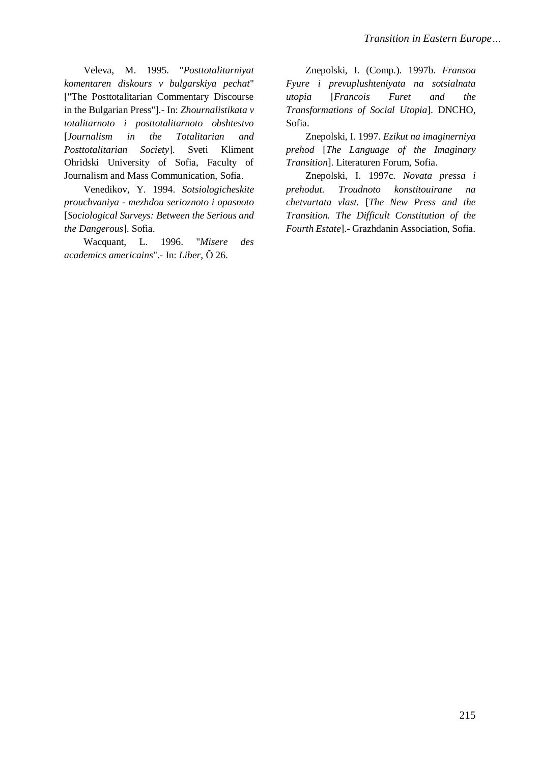Veleva, M. 1995. "*Posttotalitarniyat komentaren diskours v bulgarskiya pechat*" ["The Posttotalitarian Commentary Discourse in the Bulgarian Press"].- In: *Zhournalistikata v totalitarnoto i posttotalitarnoto obshtestvo* [*Journalism in the Totalitarian and Posttotalitarian Society*]. Sveti Kliment Ohridski University of Sofia, Faculty of Journalism and Mass Communication, Sofia.

Venedikov, Y. 1994. *Sotsiologicheskite prouchvaniya - mezhdou serioznoto i opasnoto* [*Sociological Surveys: Between the Serious and the Dangerous*]. Sofia.

Wacquant, L. 1996. "*Misere des academics americains*".- In: *Liber*, Õ 26.

Znepolski, I. (Comp.). 1997b. *Fransoa Fyure i prevuplushteniyata na sotsialnata utopia* [*Francois Furet and the Transformations of Social Utopia*]. DNCHO, Sofia.

Znepolski, I. 1997. *Ezikut na imaginerniya prehod* [*The Language of the Imaginary Transition*]. Literaturen Forum, Sofia.

Znepolski, I. 1997c. *Novata pressa i prehodut. Troudnoto konstitouirane na chetvurtata vlast.* [*The New Press and the Transition. The Difficult Constitution of the Fourth Estate*].- Grazhdanin Association, Sofia.